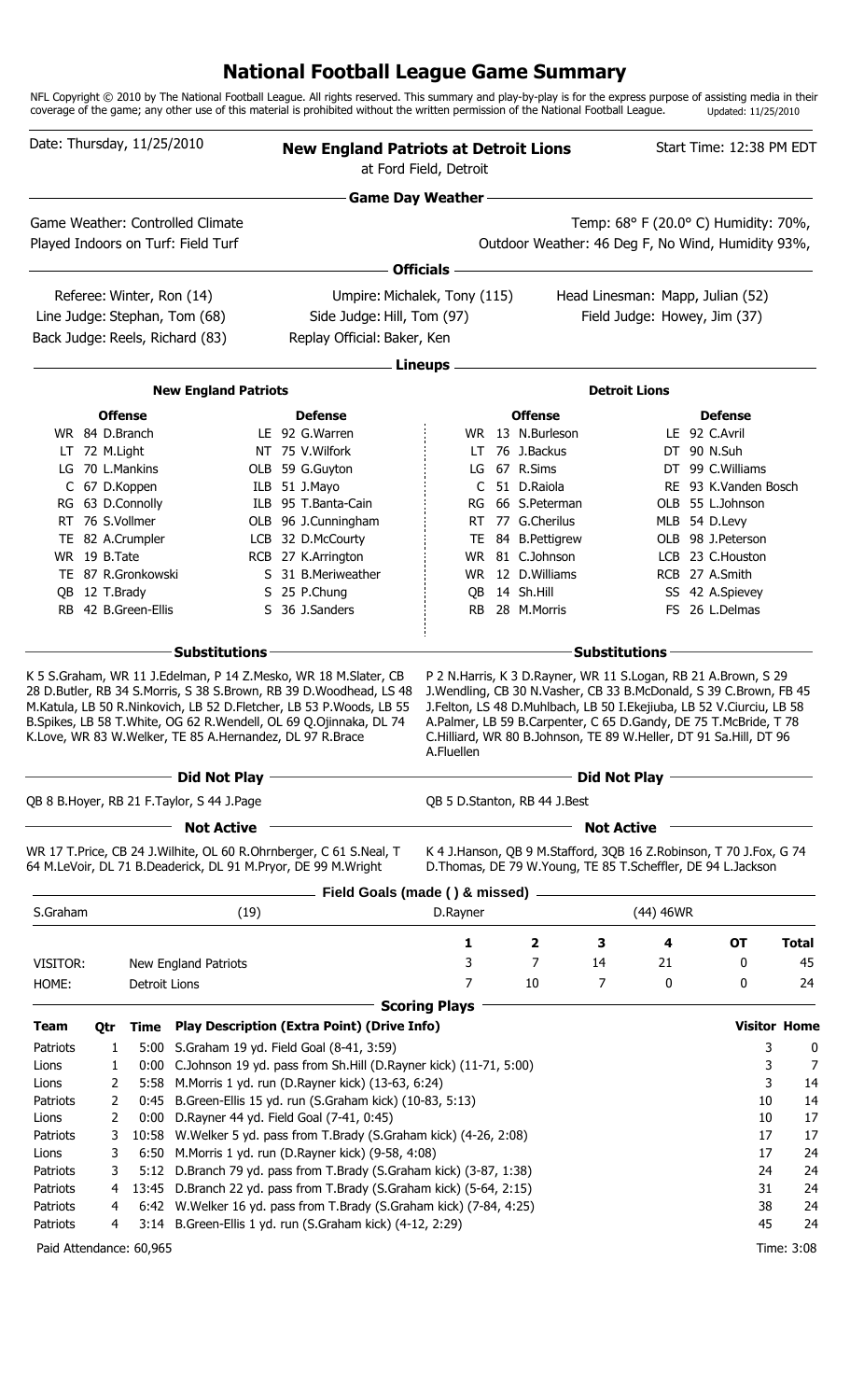# National Football League Game Summary

NFL Copyright © 2010 by The National Football League. All rights reserved. This summary and play-by-play is for the express purpose of assisting media in their coverage of the game; any other use of this material is prohibited without the written permission of the National Football League. Updated: 11/25/2010

Date: Thursday, 11/25/2010

**New England Patriots at Detroit Lions**
at Ford Field, Detroit

Start Time: 12:38 PM EDT

## Game Day Weather

Game Weather: Controlled Climate
Played Indoors on Turf: Field Turf

Temp: 68° F (20.0° C) Humidity: 70%,
Outdoor Weather: 46 Deg F, No Wind, Humidity 93%,

## Officials

Referee: Winter, Ron (14)
Umpire: Michalek, Tony (115)
Head Linesman: Mapp, Julian (52)
Line Judge: Stephan, Tom (68)
Side Judge: Hill, Tom (97)
Field Judge: Howey, Jim (37)
Back Judge: Reels, Richard (83)
Replay Official: Baker, Ken

## Lineups

| New England Patriots Offense | New England Patriots Defense | Detroit Lions Offense | Detroit Lions Defense |
|---|---|---|---|
| WR 84 D.Branch | LE 92 G.Warren | WR 13 N.Burleson | LE 92 C.Avril |
| LT 72 M.Light | NT 75 V.Wilfork | LT 76 J.Backus | DT 90 N.Suh |
| LG 70 L.Mankins | OLB 59 G.Guyton | LG 67 R.Sims | DT 99 C.Williams |
| C 67 D.Koppen | ILB 51 J.Mayo | C 51 D.Raiola | RE 93 K.Vanden Bosch |
| RG 63 D.Connolly | ILB 95 T.Banta-Cain | RG 66 S.Peterman | OLB 55 L.Johnson |
| RT 76 S.Vollmer | OLB 96 J.Cunningham | RT 77 G.Cherilus | MLB 54 D.Levy |
| TE 82 A.Crumpler | LCB 32 D.McCourty | TE 84 B.Pettigrew | OLB 98 J.Peterson |
| WR 19 B.Tate | RCB 27 K.Arrington | WR 81 C.Johnson | LCB 23 C.Houston |
| TE 87 R.Gronkowski | S 31 B.Meriweather | WR 12 D.Williams | RCB 27 A.Smith |
| QB 12 T.Brady | S 25 P.Chung | QB 14 Sh.Hill | SS 42 A.Spievey |
| RB 42 B.Green-Ellis | S 36 J.Sanders | RB 28 M.Morris | FS 26 L.Delmas |

### Substitutions

**New England Patriots:** K 5 S.Graham, WR 11 J.Edelman, P 14 Z.Mesko, WR 18 M.Slater, CB 28 D.Butler, RB 34 S.Morris, S 38 S.Brown, RB 39 D.Woodhead, LS 48 M.Katula, LB 50 R.Ninkovich, LB 52 D.Fletcher, LB 53 P.Woods, LB 55 B.Spikes, LB 58 T.White, OG 62 R.Wendell, OL 69 Q.Ojinnaka, DL 74 K.Love, WR 83 W.Welker, TE 85 A.Hernandez, DL 97 R.Brace

**Detroit Lions:** P 2 N.Harris, K 3 D.Rayner, WR 11 S.Logan, RB 21 A.Brown, S 29 J.Wendling, CB 30 N.Vasher, CB 33 B.McDonald, S 39 C.Brown, FB 45 J.Felton, LS 48 D.Muhlbach, LB 50 I.Ekejiuba, LB 52 V.Ciurciu, LB 58 A.Palmer, LB 59 B.Carpenter, C 65 D.Gandy, DE 75 T.McBride, T 78 C.Hilliard, WR 80 B.Johnson, TE 89 W.Heller, DT 91 Sa.Hill, DT 96 A.Fluellen

### Did Not Play

**New England Patriots:** QB 8 B.Hoyer, RB 21 F.Taylor, S 44 J.Page

**Detroit Lions:** QB 5 D.Stanton, RB 44 J.Best

### Not Active

**New England Patriots:** WR 17 T.Price, CB 24 J.Wilhite, OL 60 R.Ohrnberger, C 61 S.Neal, T 64 M.LeVoir, DL 71 B.Deaderick, DL 91 M.Pryor, DE 99 M.Wright

**Detroit Lions:** K 4 J.Hanson, QB 9 M.Stafford, 3QB 16 Z.Robinson, T 70 J.Fox, G 74 D.Thomas, DE 79 W.Young, TE 85 T.Scheffler, DE 94 L.Jackson

## Field Goals (made ( ) & missed)

| | | | |
|---|---|---|---|
| S.Graham | (19) | D.Rayner | (44) 46WR |

| | | 1 | 2 | 3 | 4 | OT | Total |
|---|---|---|---|---|---|---|---|
| VISITOR: | New England Patriots | 3 | 7 | 14 | 21 | 0 | 45 |
| HOME: | Detroit Lions | 7 | 10 | 7 | 0 | 0 | 24 |

## Scoring Plays

| Team | Qtr | Time | Play Description (Extra Point) (Drive Info) | Visitor | Home |
|---|---|---|---|---|---|
| Patriots | 1 | 5:00 | S.Graham 19 yd. Field Goal (8-41, 3:59) | 3 | 0 |
| Lions | 1 | 0:00 | C.Johnson 19 yd. pass from Sh.Hill (D.Rayner kick) (11-71, 5:00) | 3 | 7 |
| Lions | 2 | 5:58 | M.Morris 1 yd. run (D.Rayner kick) (13-63, 6:24) | 3 | 14 |
| Patriots | 2 | 0:45 | B.Green-Ellis 15 yd. run (S.Graham kick) (10-83, 5:13) | 10 | 14 |
| Lions | 2 | 0:00 | D.Rayner 44 yd. Field Goal (7-41, 0:45) | 10 | 17 |
| Patriots | 3 | 10:58 | W.Welker 5 yd. pass from T.Brady (S.Graham kick) (4-26, 2:08) | 17 | 17 |
| Lions | 3 | 6:50 | M.Morris 1 yd. run (D.Rayner kick) (9-58, 4:08) | 17 | 24 |
| Patriots | 3 | 5:12 | D.Branch 79 yd. pass from T.Brady (S.Graham kick) (3-87, 1:38) | 24 | 24 |
| Patriots | 4 | 13:45 | D.Branch 22 yd. pass from T.Brady (S.Graham kick) (5-64, 2:15) | 31 | 24 |
| Patriots | 4 | 6:42 | W.Welker 16 yd. pass from T.Brady (S.Graham kick) (7-84, 4:25) | 38 | 24 |
| Patriots | 4 | 3:14 | B.Green-Ellis 1 yd. run (S.Graham kick) (4-12, 2:29) | 45 | 24 |

Paid Attendance: 60,965

Time: 3:08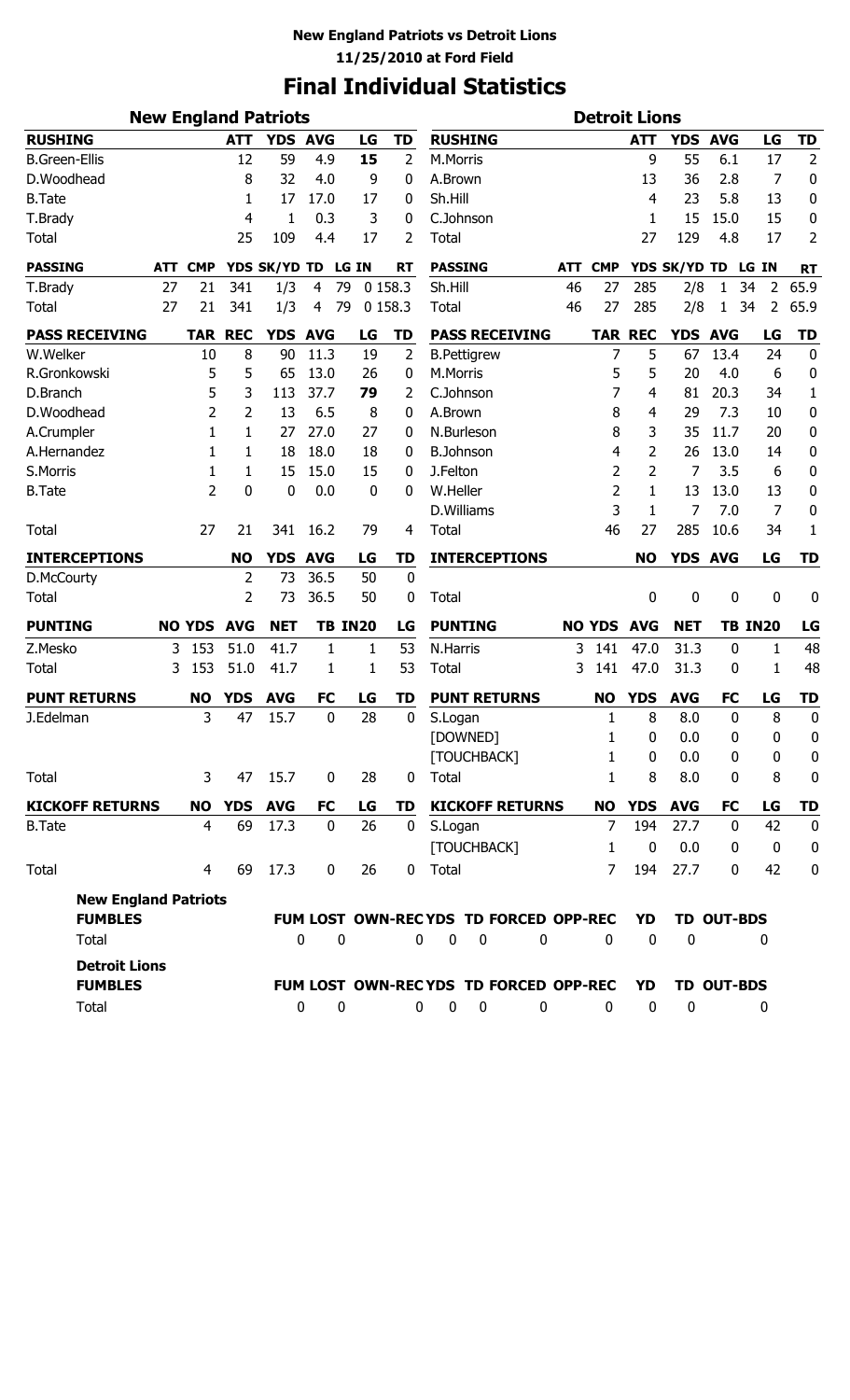**New England Patriots vs Detroit Lions**
**11/25/2010 at Ford Field**

# Final Individual Statistics

## New England Patriots

| RUSHING | ATT | YDS | AVG | LG | TD |
|---|---|---|---|---|---|
| B.Green-Ellis | 12 | 59 | 4.9 | 15 | 2 |
| D.Woodhead | 8 | 32 | 4.0 | 9 | 0 |
| B.Tate | 1 | 17 | 17.0 | 17 | 0 |
| T.Brady | 4 | 1 | 0.3 | 3 | 0 |
| Total | 25 | 109 | 4.4 | 17 | 2 |

| PASSING | ATT | CMP | YDS | SK/YD | TD | LG | IN | RT |
|---|---|---|---|---|---|---|---|---|
| T.Brady | 27 | 21 | 341 | 1/3 | 4 | 79 | 0 | 158.3 |
| Total | 27 | 21 | 341 | 1/3 | 4 | 79 | 0 | 158.3 |

| PASS RECEIVING | TAR | REC | YDS | AVG | LG | TD |
|---|---|---|---|---|---|---|
| W.Welker | 10 | 8 | 90 | 11.3 | 19 | 2 |
| R.Gronkowski | 5 | 5 | 65 | 13.0 | 26 | 0 |
| D.Branch | 5 | 3 | 113 | 37.7 | 79 | 2 |
| D.Woodhead | 2 | 2 | 13 | 6.5 | 8 | 0 |
| A.Crumpler | 1 | 1 | 27 | 27.0 | 27 | 0 |
| A.Hernandez | 1 | 1 | 18 | 18.0 | 18 | 0 |
| S.Morris | 1 | 1 | 15 | 15.0 | 15 | 0 |
| B.Tate | 2 | 0 | 0 | 0.0 | 0 | 0 |
| Total | 27 | 21 | 341 | 16.2 | 79 | 4 |

| INTERCEPTIONS | NO | YDS | AVG | LG | TD |
|---|---|---|---|---|---|
| D.McCourty | 2 | 73 | 36.5 | 50 | 0 |
| Total | 2 | 73 | 36.5 | 50 | 0 |

| PUNTING | NO | YDS | AVG | NET | TB | IN20 | LG |
|---|---|---|---|---|---|---|---|
| Z.Mesko | 3 | 153 | 51.0 | 41.7 | 1 | 1 | 53 |
| Total | 3 | 153 | 51.0 | 41.7 | 1 | 1 | 53 |

| PUNT RETURNS | NO | YDS | AVG | FC | LG | TD |
|---|---|---|---|---|---|---|
| J.Edelman | 3 | 47 | 15.7 | 0 | 28 | 0 |
| Total | 3 | 47 | 15.7 | 0 | 28 | 0 |

| KICKOFF RETURNS | NO | YDS | AVG | FC | LG | TD |
|---|---|---|---|---|---|---|
| B.Tate | 4 | 69 | 17.3 | 0 | 26 | 0 |
| Total | 4 | 69 | 17.3 | 0 | 26 | 0 |

## Detroit Lions

| RUSHING | ATT | YDS | AVG | LG | TD |
|---|---|---|---|---|---|
| M.Morris | 9 | 55 | 6.1 | 17 | 2 |
| A.Brown | 13 | 36 | 2.8 | 7 | 0 |
| Sh.Hill | 4 | 23 | 5.8 | 13 | 0 |
| C.Johnson | 1 | 15 | 15.0 | 15 | 0 |
| Total | 27 | 129 | 4.8 | 17 | 2 |

| PASSING | ATT | CMP | YDS | SK/YD | TD | LG | IN | RT |
|---|---|---|---|---|---|---|---|---|
| Sh.Hill | 46 | 27 | 285 | 2/8 | 1 | 34 | 2 | 65.9 |
| Total | 46 | 27 | 285 | 2/8 | 1 | 34 | 2 | 65.9 |

| PASS RECEIVING | TAR | REC | YDS | AVG | LG | TD |
|---|---|---|---|---|---|---|
| B.Pettigrew | 7 | 5 | 67 | 13.4 | 24 | 0 |
| M.Morris | 5 | 5 | 20 | 4.0 | 6 | 0 |
| C.Johnson | 7 | 4 | 81 | 20.3 | 34 | 1 |
| A.Brown | 8 | 4 | 29 | 7.3 | 10 | 0 |
| N.Burleson | 8 | 3 | 35 | 11.7 | 20 | 0 |
| B.Johnson | 4 | 2 | 26 | 13.0 | 14 | 0 |
| J.Felton | 2 | 2 | 7 | 3.5 | 6 | 0 |
| W.Heller | 2 | 1 | 13 | 13.0 | 13 | 0 |
| D.Williams | 3 | 1 | 7 | 7.0 | 7 | 0 |
| Total | 46 | 27 | 285 | 10.6 | 34 | 1 |

| INTERCEPTIONS | NO | YDS | AVG | LG | TD |
|---|---|---|---|---|---|
| Total | 0 | 0 | 0 | 0 | 0 |

| PUNTING | NO | YDS | AVG | NET | TB | IN20 | LG |
|---|---|---|---|---|---|---|---|
| N.Harris | 3 | 141 | 47.0 | 31.3 | 0 | 1 | 48 |
| Total | 3 | 141 | 47.0 | 31.3 | 0 | 1 | 48 |

| PUNT RETURNS | NO | YDS | AVG | FC | LG | TD |
|---|---|---|---|---|---|---|
| S.Logan | 1 | 8 | 8.0 | 0 | 8 | 0 |
| [DOWNED] | 1 | 0 | 0.0 | 0 | 0 | 0 |
| [TOUCHBACK] | 1 | 0 | 0.0 | 0 | 0 | 0 |
| Total | 1 | 8 | 8.0 | 0 | 8 | 0 |

| KICKOFF RETURNS | NO | YDS | AVG | FC | LG | TD |
|---|---|---|---|---|---|---|
| S.Logan | 7 | 194 | 27.7 | 0 | 42 | 0 |
| [TOUCHBACK] | 1 | 0 | 0.0 | 0 | 0 | 0 |
| Total | 7 | 194 | 27.7 | 0 | 42 | 0 |

## Fumbles

**New England Patriots**

| FUMBLES | FUM | LOST | OWN-REC | YDS | TD | FORCED | OPP-REC | YD | TD | OUT-BDS |
|---|---|---|---|---|---|---|---|---|---|---|
| Total | 0 | 0 | 0 | 0 | 0 | 0 | 0 | 0 | 0 | 0 |

**Detroit Lions**

| FUMBLES | FUM | LOST | OWN-REC | YDS | TD | FORCED | OPP-REC | YD | TD | OUT-BDS |
|---|---|---|---|---|---|---|---|---|---|---|
| Total | 0 | 0 | 0 | 0 | 0 | 0 | 0 | 0 | 0 | 0 |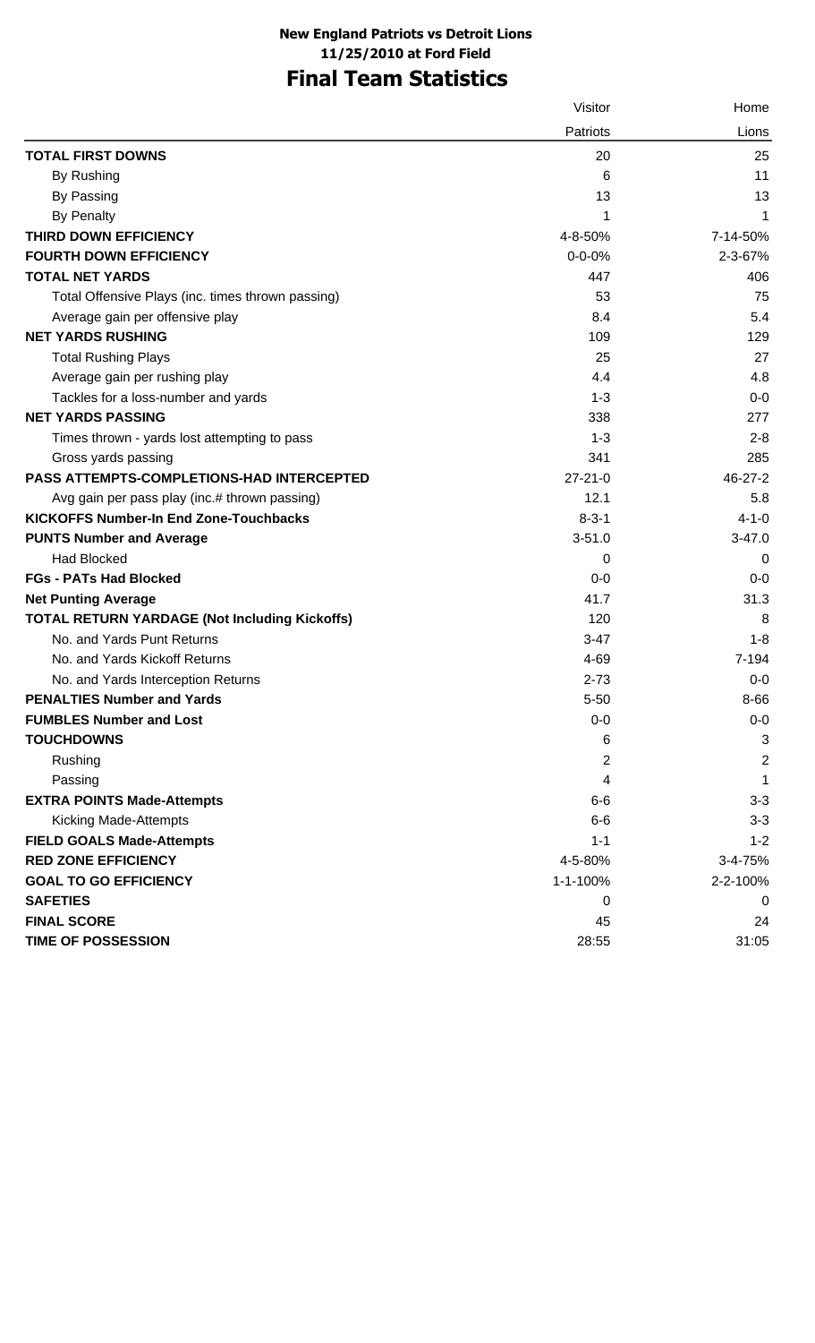**New England Patriots vs Detroit Lions**

**11/25/2010 at Ford Field**

# Final Team Statistics

| | Visitor | Home |
|---|---|---|
| | Patriots | Lions |
| **TOTAL FIRST DOWNS** | 20 | 25 |
| By Rushing | 6 | 11 |
| By Passing | 13 | 13 |
| By Penalty | 1 | 1 |
| **THIRD DOWN EFFICIENCY** | 4-8-50% | 7-14-50% |
| **FOURTH DOWN EFFICIENCY** | 0-0-0% | 2-3-67% |
| **TOTAL NET YARDS** | 447 | 406 |
| Total Offensive Plays (inc. times thrown passing) | 53 | 75 |
| Average gain per offensive play | 8.4 | 5.4 |
| **NET YARDS RUSHING** | 109 | 129 |
| Total Rushing Plays | 25 | 27 |
| Average gain per rushing play | 4.4 | 4.8 |
| Tackles for a loss-number and yards | 1-3 | 0-0 |
| **NET YARDS PASSING** | 338 | 277 |
| Times thrown - yards lost attempting to pass | 1-3 | 2-8 |
| Gross yards passing | 341 | 285 |
| **PASS ATTEMPTS-COMPLETIONS-HAD INTERCEPTED** | 27-21-0 | 46-27-2 |
| Avg gain per pass play (inc.# thrown passing) | 12.1 | 5.8 |
| **KICKOFFS Number-In End Zone-Touchbacks** | 8-3-1 | 4-1-0 |
| **PUNTS Number and Average** | 3-51.0 | 3-47.0 |
| Had Blocked | 0 | 0 |
| **FGs - PATs Had Blocked** | 0-0 | 0-0 |
| **Net Punting Average** | 41.7 | 31.3 |
| **TOTAL RETURN YARDAGE (Not Including Kickoffs)** | 120 | 8 |
| No. and Yards Punt Returns | 3-47 | 1-8 |
| No. and Yards Kickoff Returns | 4-69 | 7-194 |
| No. and Yards Interception Returns | 2-73 | 0-0 |
| **PENALTIES Number and Yards** | 5-50 | 8-66 |
| **FUMBLES Number and Lost** | 0-0 | 0-0 |
| **TOUCHDOWNS** | 6 | 3 |
| Rushing | 2 | 2 |
| Passing | 4 | 1 |
| **EXTRA POINTS Made-Attempts** | 6-6 | 3-3 |
| Kicking Made-Attempts | 6-6 | 3-3 |
| **FIELD GOALS Made-Attempts** | 1-1 | 1-2 |
| **RED ZONE EFFICIENCY** | 4-5-80% | 3-4-75% |
| **GOAL TO GO EFFICIENCY** | 1-1-100% | 2-2-100% |
| **SAFETIES** | 0 | 0 |
| **FINAL SCORE** | 45 | 24 |
| **TIME OF POSSESSION** | 28:55 | 31:05 |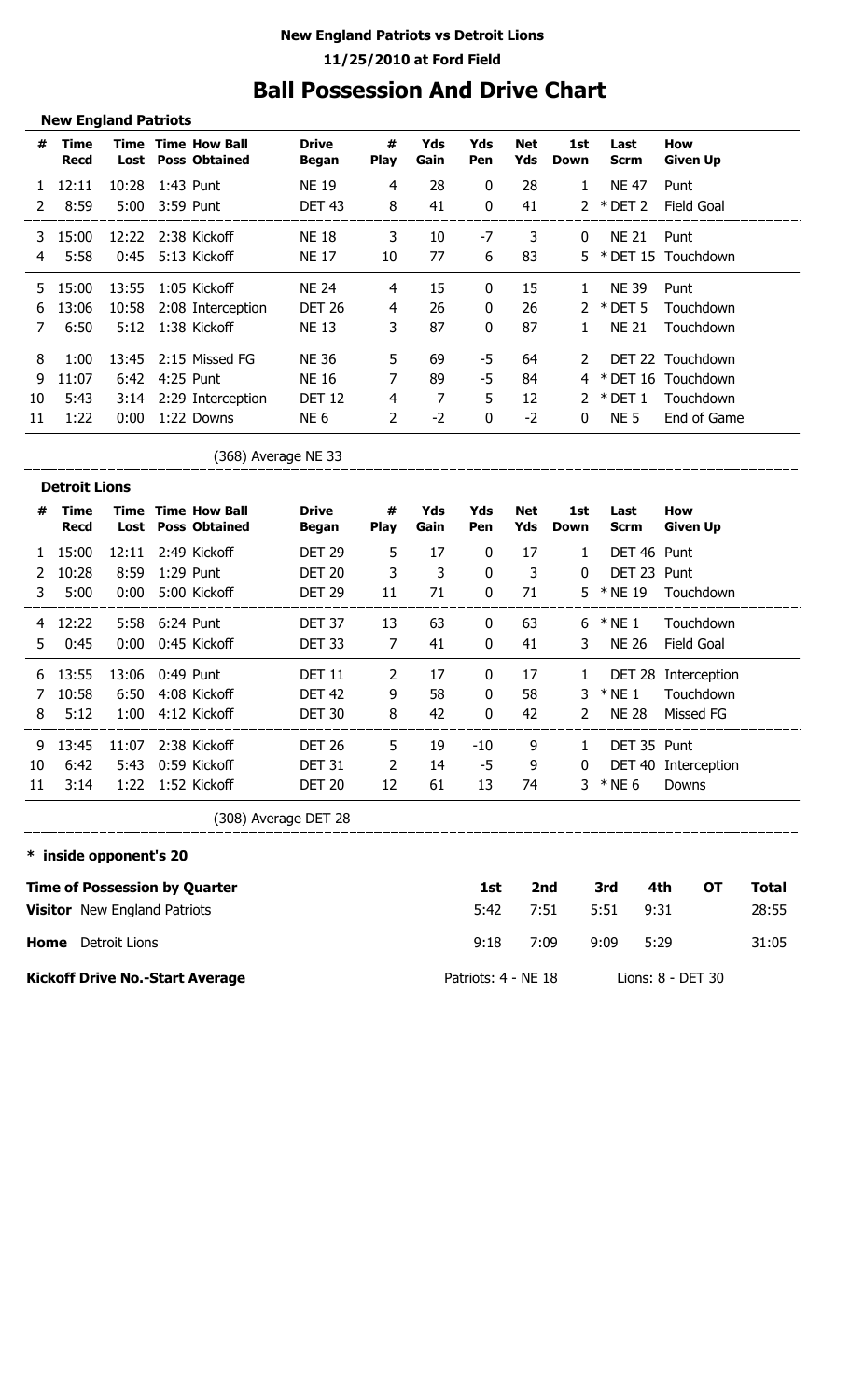**New England Patriots vs Detroit Lions**

**11/25/2010 at Ford Field**

# Ball Possession And Drive Chart

### New England Patriots

| # | Time Recd | Time Lost | Time Poss | How Ball Obtained | Drive Began | # Play | Yds Gain | Yds Pen | Net Yds | 1st Down | Last Scrm | How Given Up |
|---|---|---|---|---|---|---|---|---|---|---|---|---|
| 1 | 12:11 | 10:28 | 1:43 | Punt | NE 19 | 4 | 28 | 0 | 28 | 1 | NE 47 | Punt |
| 2 | 8:59 | 5:00 | 3:59 | Punt | DET 43 | 8 | 41 | 0 | 41 | 2 | * DET 2 | Field Goal |
| 3 | 15:00 | 12:22 | 2:38 | Kickoff | NE 18 | 3 | 10 | -7 | 3 | 0 | NE 21 | Punt |
| 4 | 5:58 | 0:45 | 5:13 | Kickoff | NE 17 | 10 | 77 | 6 | 83 | 5 | * DET 15 | Touchdown |
| 5 | 15:00 | 13:55 | 1:05 | Kickoff | NE 24 | 4 | 15 | 0 | 15 | 1 | NE 39 | Punt |
| 6 | 13:06 | 10:58 | 2:08 | Interception | DET 26 | 4 | 26 | 0 | 26 | 2 | * DET 5 | Touchdown |
| 7 | 6:50 | 5:12 | 1:38 | Kickoff | NE 13 | 3 | 87 | 0 | 87 | 1 | NE 21 | Touchdown |
| 8 | 1:00 | 13:45 | 2:15 | Missed FG | NE 36 | 5 | 69 | -5 | 64 | 2 | DET 22 | Touchdown |
| 9 | 11:07 | 6:42 | 4:25 | Punt | NE 16 | 7 | 89 | -5 | 84 | 4 | * DET 16 | Touchdown |
| 10 | 5:43 | 3:14 | 2:29 | Interception | DET 12 | 4 | 7 | 5 | 12 | 2 | * DET 1 | Touchdown |
| 11 | 1:22 | 0:00 | 1:22 | Downs | NE 6 | 2 | -2 | 0 | -2 | 0 | NE 5 | End of Game |

(368) Average NE 33

### Detroit Lions

| # | Time Recd | Time Lost | Time Poss | How Ball Obtained | Drive Began | # Play | Yds Gain | Yds Pen | Net Yds | 1st Down | Last Scrm | How Given Up |
|---|---|---|---|---|---|---|---|---|---|---|---|---|
| 1 | 15:00 | 12:11 | 2:49 | Kickoff | DET 29 | 5 | 17 | 0 | 17 | 1 | DET 46 | Punt |
| 2 | 10:28 | 8:59 | 1:29 | Punt | DET 20 | 3 | 3 | 0 | 3 | 0 | DET 23 | Punt |
| 3 | 5:00 | 0:00 | 5:00 | Kickoff | DET 29 | 11 | 71 | 0 | 71 | 5 | * NE 19 | Touchdown |
| 4 | 12:22 | 5:58 | 6:24 | Punt | DET 37 | 13 | 63 | 0 | 63 | 6 | * NE 1 | Touchdown |
| 5 | 0:45 | 0:00 | 0:45 | Kickoff | DET 33 | 7 | 41 | 0 | 41 | 3 | NE 26 | Field Goal |
| 6 | 13:55 | 13:06 | 0:49 | Punt | DET 11 | 2 | 17 | 0 | 17 | 1 | DET 28 | Interception |
| 7 | 10:58 | 6:50 | 4:08 | Kickoff | DET 42 | 9 | 58 | 0 | 58 | 3 | * NE 1 | Touchdown |
| 8 | 5:12 | 1:00 | 4:12 | Kickoff | DET 30 | 8 | 42 | 0 | 42 | 2 | NE 28 | Missed FG |
| 9 | 13:45 | 11:07 | 2:38 | Kickoff | DET 26 | 5 | 19 | -10 | 9 | 1 | DET 35 | Punt |
| 10 | 6:42 | 5:43 | 0:59 | Kickoff | DET 31 | 2 | 14 | -5 | 9 | 0 | DET 40 | Interception |
| 11 | 3:14 | 1:22 | 1:52 | Kickoff | DET 20 | 12 | 61 | 13 | 74 | 3 | * NE 6 | Downs |

(308) Average DET 28

**\* inside opponent's 20**

| Time of Possession by Quarter | 1st | 2nd | 3rd | 4th | OT | Total |
|---|---|---|---|---|---|---|
| **Visitor** New England Patriots | 5:42 | 7:51 | 5:51 | 9:31 | | 28:55 |
| **Home** Detroit Lions | 9:18 | 7:09 | 9:09 | 5:29 | | 31:05 |

**Kickoff Drive No.-Start Average** Patriots: 4 - NE 18 Lions: 8 - DET 30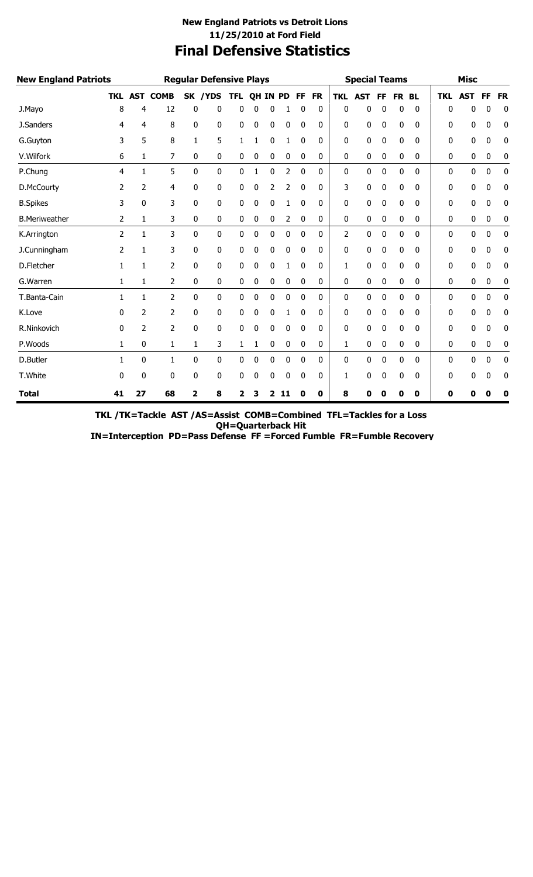# New England Patriots vs Detroit Lions
## 11/25/2010 at Ford Field
# Final Defensive Statistics

| New England Patriots | Regular Defensive Plays | | | | | | | | | | | | Special Teams | | | | | Misc | | | |
|---|---|---|---|---|---|---|---|---|---|---|---|---|---|---|---|---|---|---|---|---|---|
| | TKL | AST | COMB | SK | /YDS | TFL | QH | IN | PD | FF | FR | TKL | AST | FF | FR | BL | TKL | AST | FF | FR |
| J.Mayo | 8 | 4 | 12 | 0 | 0 | 0 | 0 | 0 | 1 | 0 | 0 | 0 | 0 | 0 | 0 | 0 | 0 | 0 | 0 | 0 |
| J.Sanders | 4 | 4 | 8 | 0 | 0 | 0 | 0 | 0 | 0 | 0 | 0 | 0 | 0 | 0 | 0 | 0 | 0 | 0 | 0 | 0 |
| G.Guyton | 3 | 5 | 8 | 1 | 5 | 1 | 1 | 0 | 1 | 0 | 0 | 0 | 0 | 0 | 0 | 0 | 0 | 0 | 0 | 0 |
| V.Wilfork | 6 | 1 | 7 | 0 | 0 | 0 | 0 | 0 | 0 | 0 | 0 | 0 | 0 | 0 | 0 | 0 | 0 | 0 | 0 | 0 |
| P.Chung | 4 | 1 | 5 | 0 | 0 | 0 | 1 | 0 | 2 | 0 | 0 | 0 | 0 | 0 | 0 | 0 | 0 | 0 | 0 | 0 |
| D.McCourty | 2 | 2 | 4 | 0 | 0 | 0 | 0 | 2 | 2 | 0 | 0 | 3 | 0 | 0 | 0 | 0 | 0 | 0 | 0 | 0 |
| B.Spikes | 3 | 0 | 3 | 0 | 0 | 0 | 0 | 0 | 1 | 0 | 0 | 0 | 0 | 0 | 0 | 0 | 0 | 0 | 0 | 0 |
| B.Meriweather | 2 | 1 | 3 | 0 | 0 | 0 | 0 | 0 | 2 | 0 | 0 | 0 | 0 | 0 | 0 | 0 | 0 | 0 | 0 | 0 |
| K.Arrington | 2 | 1 | 3 | 0 | 0 | 0 | 0 | 0 | 0 | 0 | 0 | 2 | 0 | 0 | 0 | 0 | 0 | 0 | 0 | 0 |
| J.Cunningham | 2 | 1 | 3 | 0 | 0 | 0 | 0 | 0 | 0 | 0 | 0 | 0 | 0 | 0 | 0 | 0 | 0 | 0 | 0 | 0 |
| D.Fletcher | 1 | 1 | 2 | 0 | 0 | 0 | 0 | 0 | 1 | 0 | 0 | 1 | 0 | 0 | 0 | 0 | 0 | 0 | 0 | 0 |
| G.Warren | 1 | 1 | 2 | 0 | 0 | 0 | 0 | 0 | 0 | 0 | 0 | 0 | 0 | 0 | 0 | 0 | 0 | 0 | 0 | 0 |
| T.Banta-Cain | 1 | 1 | 2 | 0 | 0 | 0 | 0 | 0 | 0 | 0 | 0 | 0 | 0 | 0 | 0 | 0 | 0 | 0 | 0 | 0 |
| K.Love | 0 | 2 | 2 | 0 | 0 | 0 | 0 | 0 | 1 | 0 | 0 | 0 | 0 | 0 | 0 | 0 | 0 | 0 | 0 | 0 |
| R.Ninkovich | 0 | 2 | 2 | 0 | 0 | 0 | 0 | 0 | 0 | 0 | 0 | 0 | 0 | 0 | 0 | 0 | 0 | 0 | 0 | 0 |
| P.Woods | 1 | 0 | 1 | 1 | 3 | 1 | 1 | 0 | 0 | 0 | 0 | 1 | 0 | 0 | 0 | 0 | 0 | 0 | 0 | 0 |
| D.Butler | 1 | 0 | 1 | 0 | 0 | 0 | 0 | 0 | 0 | 0 | 0 | 0 | 0 | 0 | 0 | 0 | 0 | 0 | 0 | 0 |
| T.White | 0 | 0 | 0 | 0 | 0 | 0 | 0 | 0 | 0 | 0 | 0 | 1 | 0 | 0 | 0 | 0 | 0 | 0 | 0 | 0 |
| **Total** | **41** | **27** | **68** | **2** | **8** | **2** | **3** | **2** | **11** | **0** | **0** | **8** | **0** | **0** | **0** | **0** | **0** | **0** | **0** | **0** |

**TKL /TK=Tackle AST /AS=Assist COMB=Combined TFL=Tackles for a Loss**
**QH=Quarterback Hit**
**IN=Interception PD=Pass Defense FF =Forced Fumble FR=Fumble Recovery**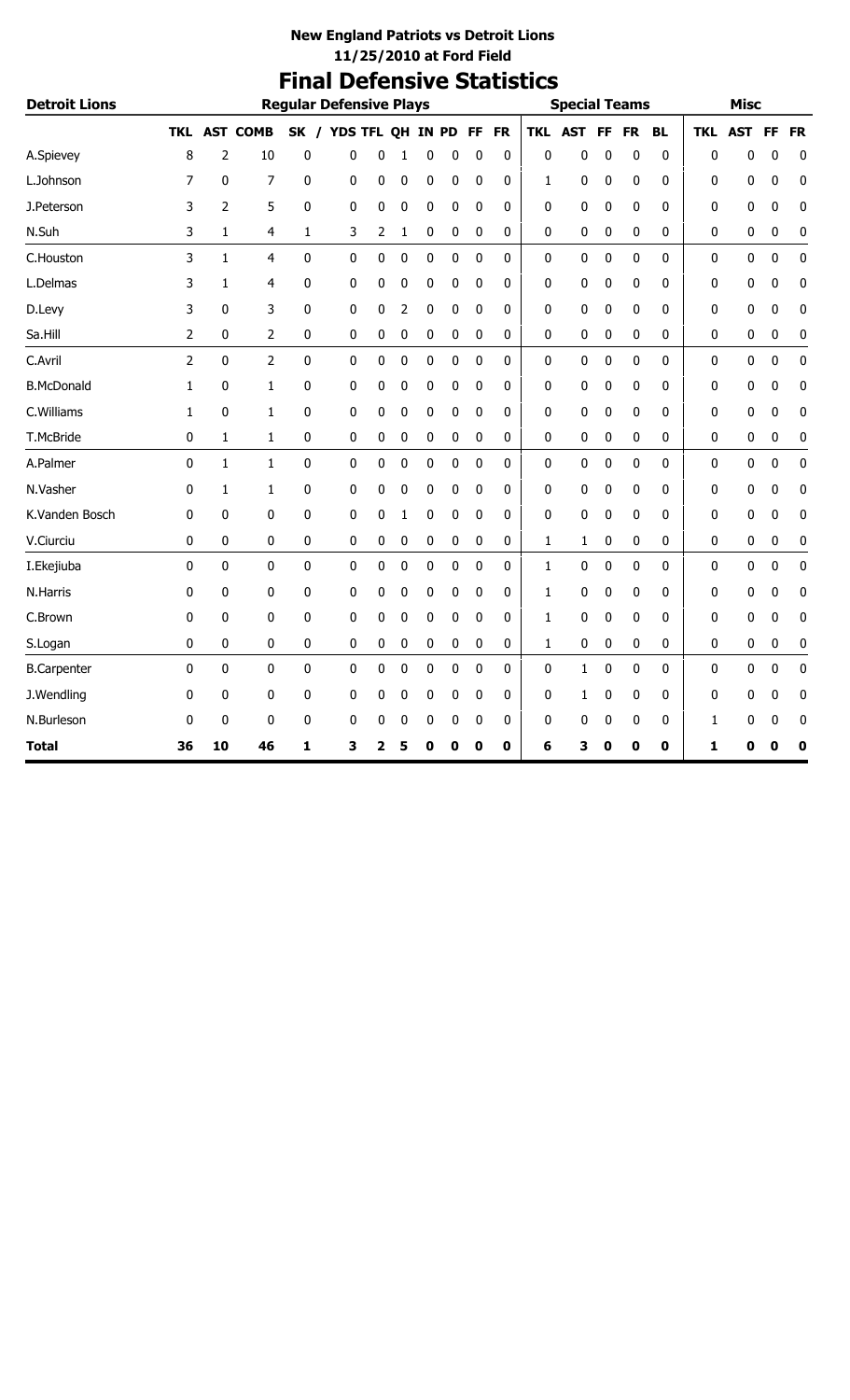**New England Patriots vs Detroit Lions**

**11/25/2010 at Ford Field**

# Final Defensive Statistics

| Detroit Lions | Regular Defensive Plays | | | | | | | | | | | Special Teams | | | | | Misc | | | |
|---|---|---|---|---|---|---|---|---|---|---|---|---|---|---|---|---|---|---|---|---|
| | TKL | AST | COMB | SK / | YDS | TFL | QH | IN | PD | FF | FR | TKL | AST | FF | FR | BL | TKL | AST | FF | FR |
| A.Spievey | 8 | 2 | 10 | 0 | 0 | 0 | 1 | 0 | 0 | 0 | 0 | 0 | 0 | 0 | 0 | 0 | 0 | 0 | 0 | 0 |
| L.Johnson | 7 | 0 | 7 | 0 | 0 | 0 | 0 | 0 | 0 | 0 | 0 | 1 | 0 | 0 | 0 | 0 | 0 | 0 | 0 | 0 |
| J.Peterson | 3 | 2 | 5 | 0 | 0 | 0 | 0 | 0 | 0 | 0 | 0 | 0 | 0 | 0 | 0 | 0 | 0 | 0 | 0 | 0 |
| N.Suh | 3 | 1 | 4 | 1 | 3 | 2 | 1 | 0 | 0 | 0 | 0 | 0 | 0 | 0 | 0 | 0 | 0 | 0 | 0 | 0 |
| C.Houston | 3 | 1 | 4 | 0 | 0 | 0 | 0 | 0 | 0 | 0 | 0 | 0 | 0 | 0 | 0 | 0 | 0 | 0 | 0 | 0 |
| L.Delmas | 3 | 1 | 4 | 0 | 0 | 0 | 0 | 0 | 0 | 0 | 0 | 0 | 0 | 0 | 0 | 0 | 0 | 0 | 0 | 0 |
| D.Levy | 3 | 0 | 3 | 0 | 0 | 0 | 2 | 0 | 0 | 0 | 0 | 0 | 0 | 0 | 0 | 0 | 0 | 0 | 0 | 0 |
| Sa.Hill | 2 | 0 | 2 | 0 | 0 | 0 | 0 | 0 | 0 | 0 | 0 | 0 | 0 | 0 | 0 | 0 | 0 | 0 | 0 | 0 |
| C.Avril | 2 | 0 | 2 | 0 | 0 | 0 | 0 | 0 | 0 | 0 | 0 | 0 | 0 | 0 | 0 | 0 | 0 | 0 | 0 | 0 |
| B.McDonald | 1 | 0 | 1 | 0 | 0 | 0 | 0 | 0 | 0 | 0 | 0 | 0 | 0 | 0 | 0 | 0 | 0 | 0 | 0 | 0 |
| C.Williams | 1 | 0 | 1 | 0 | 0 | 0 | 0 | 0 | 0 | 0 | 0 | 0 | 0 | 0 | 0 | 0 | 0 | 0 | 0 | 0 |
| T.McBride | 0 | 1 | 1 | 0 | 0 | 0 | 0 | 0 | 0 | 0 | 0 | 0 | 0 | 0 | 0 | 0 | 0 | 0 | 0 | 0 |
| A.Palmer | 0 | 1 | 1 | 0 | 0 | 0 | 0 | 0 | 0 | 0 | 0 | 0 | 0 | 0 | 0 | 0 | 0 | 0 | 0 | 0 |
| N.Vasher | 0 | 1 | 1 | 0 | 0 | 0 | 0 | 0 | 0 | 0 | 0 | 0 | 0 | 0 | 0 | 0 | 0 | 0 | 0 | 0 |
| K.Vanden Bosch | 0 | 0 | 0 | 0 | 0 | 0 | 1 | 0 | 0 | 0 | 0 | 0 | 0 | 0 | 0 | 0 | 0 | 0 | 0 | 0 |
| V.Ciurciu | 0 | 0 | 0 | 0 | 0 | 0 | 0 | 0 | 0 | 0 | 0 | 1 | 1 | 0 | 0 | 0 | 0 | 0 | 0 | 0 |
| I.Ekejiuba | 0 | 0 | 0 | 0 | 0 | 0 | 0 | 0 | 0 | 0 | 0 | 1 | 0 | 0 | 0 | 0 | 0 | 0 | 0 | 0 |
| N.Harris | 0 | 0 | 0 | 0 | 0 | 0 | 0 | 0 | 0 | 0 | 0 | 1 | 0 | 0 | 0 | 0 | 0 | 0 | 0 | 0 |
| C.Brown | 0 | 0 | 0 | 0 | 0 | 0 | 0 | 0 | 0 | 0 | 0 | 1 | 0 | 0 | 0 | 0 | 0 | 0 | 0 | 0 |
| S.Logan | 0 | 0 | 0 | 0 | 0 | 0 | 0 | 0 | 0 | 0 | 0 | 1 | 0 | 0 | 0 | 0 | 0 | 0 | 0 | 0 |
| B.Carpenter | 0 | 0 | 0 | 0 | 0 | 0 | 0 | 0 | 0 | 0 | 0 | 0 | 1 | 0 | 0 | 0 | 0 | 0 | 0 | 0 |
| J.Wendling | 0 | 0 | 0 | 0 | 0 | 0 | 0 | 0 | 0 | 0 | 0 | 0 | 1 | 0 | 0 | 0 | 0 | 0 | 0 | 0 |
| N.Burleson | 0 | 0 | 0 | 0 | 0 | 0 | 0 | 0 | 0 | 0 | 0 | 0 | 0 | 0 | 0 | 0 | 1 | 0 | 0 | 0 |
| **Total** | **36** | **10** | **46** | **1** | **3** | **2** | **5** | **0** | **0** | **0** | **0** | **6** | **3** | **0** | **0** | **0** | **1** | **0** | **0** | **0** |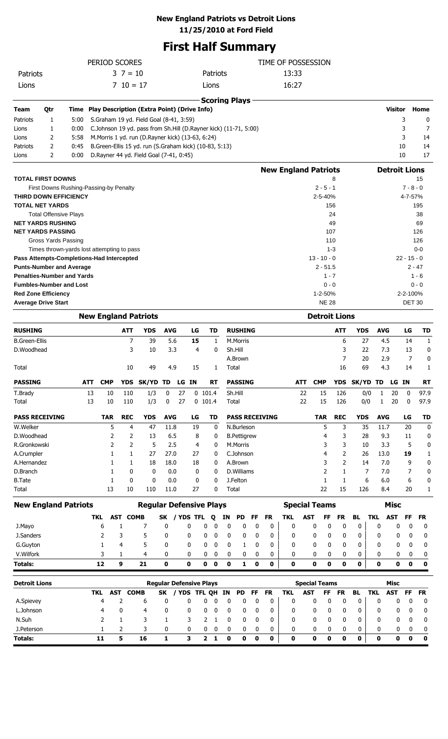**New England Patriots vs Detroit Lions**
**11/25/2010 at Ford Field**

# First Half Summary

| PERIOD SCORES | | | TIME OF POSSESSION |
|---|---|---|---|
| Patriots | 3 7 = 10 | Patriots | 13:33 |
| Lions | 7 10 = 17 | Lions | 16:27 |

## Scoring Plays

| Team | Qtr | Time | Play Description (Extra Point) (Drive Info) | Visitor | Home |
|---|---|---|---|---|---|
| Patriots | 1 | 5:00 | S.Graham 19 yd. Field Goal (8-41, 3:59) | 3 | 0 |
| Lions | 1 | 0:00 | C.Johnson 19 yd. pass from Sh.Hill (D.Rayner kick) (11-71, 5:00) | 3 | 7 |
| Lions | 2 | 5:58 | M.Morris 1 yd. run (D.Rayner kick) (13-63, 6:24) | 3 | 14 |
| Patriots | 2 | 0:45 | B.Green-Ellis 15 yd. run (S.Graham kick) (10-83, 5:13) | 10 | 14 |
| Lions | 2 | 0:00 | D.Rayner 44 yd. Field Goal (7-41, 0:45) | 10 | 17 |

| | New England Patriots | Detroit Lions |
|---|---|---|
| **TOTAL FIRST DOWNS** | 8 | 15 |
| First Downs Rushing-Passing-by Penalty | 2 - 5 - 1 | 7 - 8 - 0 |
| **THIRD DOWN EFFICIENCY** | 2-5-40% | 4-7-57% |
| **TOTAL NET YARDS** | 156 | 195 |
| Total Offensive Plays | 24 | 38 |
| **NET YARDS RUSHING** | 49 | 69 |
| **NET YARDS PASSING** | 107 | 126 |
| Gross Yards Passing | 110 | 126 |
| Times thrown-yards lost attempting to pass | 1-3 | 0-0 |
| **Pass Attempts-Completions-Had Intercepted** | 13 - 10 - 0 | 22 - 15 - 0 |
| **Punts-Number and Average** | 2 - 51.5 | 2 - 47 |
| **Penalties-Number and Yards** | 1 - 7 | 1 - 6 |
| **Fumbles-Number and Lost** | 0 - 0 | 0 - 0 |
| **Red Zone Efficiency** | 1-2-50% | 2-2-100% |
| **Average Drive Start** | NE 28 | DET 30 |

## New England Patriots

| RUSHING | ATT | YDS | AVG | LG | TD |
|---|---|---|---|---|---|
| B.Green-Ellis | 7 | 39 | 5.6 | 15 | 1 |
| D.Woodhead | 3 | 10 | 3.3 | 4 | 0 |
| Total | 10 | 49 | 4.9 | 15 | 1 |

| PASSING | ATT | CMP | YDS | SK/YD | TD | LG | IN | RT |
|---|---|---|---|---|---|---|---|---|
| T.Brady | 13 | 10 | 110 | 1/3 | 0 | 27 | 0 | 101.4 |
| Total | 13 | 10 | 110 | 1/3 | 0 | 27 | 0 | 101.4 |

| PASS RECEIVING | TAR | REC | YDS | AVG | LG | TD |
|---|---|---|---|---|---|---|
| W.Welker | 5 | 4 | 47 | 11.8 | 19 | 0 |
| D.Woodhead | 2 | 2 | 13 | 6.5 | 8 | 0 |
| R.Gronkowski | 2 | 2 | 5 | 2.5 | 4 | 0 |
| A.Crumpler | 1 | 1 | 27 | 27.0 | 27 | 0 |
| A.Hernandez | 1 | 1 | 18 | 18.0 | 18 | 0 |
| D.Branch | 1 | 0 | 0 | 0.0 | 0 | 0 |
| B.Tate | 1 | 0 | 0 | 0.0 | 0 | 0 |
| Total | 13 | 10 | 110 | 11.0 | 27 | 0 |

## Detroit Lions

| RUSHING | ATT | YDS | AVG | LG | TD |
|---|---|---|---|---|---|
| M.Morris | 6 | 27 | 4.5 | 14 | 1 |
| Sh.Hill | 3 | 22 | 7.3 | 13 | 0 |
| A.Brown | 7 | 20 | 2.9 | 7 | 0 |
| Total | 16 | 69 | 4.3 | 14 | 1 |

| PASSING | ATT | CMP | YDS | SK/YD | TD | LG | IN | RT |
|---|---|---|---|---|---|---|---|---|
| Sh.Hill | 22 | 15 | 126 | 0/0 | 1 | 20 | 0 | 97.9 |
| Total | 22 | 15 | 126 | 0/0 | 1 | 20 | 0 | 97.9 |

| PASS RECEIVING | TAR | REC | YDS | AVG | LG | TD |
|---|---|---|---|---|---|---|
| N.Burleson | 5 | 3 | 35 | 11.7 | 20 | 0 |
| B.Pettigrew | 4 | 3 | 28 | 9.3 | 11 | 0 |
| M.Morris | 3 | 3 | 10 | 3.3 | 5 | 0 |
| C.Johnson | 4 | 2 | 26 | 13.0 | 19 | 1 |
| A.Brown | 3 | 2 | 14 | 7.0 | 9 | 0 |
| D.Williams | 2 | 1 | 7 | 7.0 | 7 | 0 |
| J.Felton | 1 | 1 | 6 | 6.0 | 6 | 0 |
| Total | 22 | 15 | 126 | 8.4 | 20 | 1 |

## New England Patriots — Defense

| | Regular Defensive Plays | | | | | | | | | | | Special Teams | | | | | Misc | | | |
|---|---|---|---|---|---|---|---|---|---|---|---|---|---|---|---|---|---|---|---|---|
| | TKL | AST | COMB | SK | / YDS | TFL | Q | IN | PD | FF | FR | TKL | AST | FF | FR | BL | TKL | AST | FF | FR |
| J.Mayo | 6 | 1 | 7 | 0 | 0 | 0 | 0 | 0 | 0 | 0 | 0 | 0 | 0 | 0 | 0 | 0 | 0 | 0 | 0 | 0 |
| J.Sanders | 2 | 3 | 5 | 0 | 0 | 0 | 0 | 0 | 0 | 0 | 0 | 0 | 0 | 0 | 0 | 0 | 0 | 0 | 0 | 0 |
| G.Guyton | 1 | 4 | 5 | 0 | 0 | 0 | 0 | 0 | 1 | 0 | 0 | 0 | 0 | 0 | 0 | 0 | 0 | 0 | 0 | 0 |
| V.Wilfork | 3 | 1 | 4 | 0 | 0 | 0 | 0 | 0 | 0 | 0 | 0 | 0 | 0 | 0 | 0 | 0 | 0 | 0 | 0 | 0 |
| **Totals:** | **12** | **9** | **21** | **0** | **0** | **0** | **0** | **0** | **1** | **0** | **0** | **0** | **0** | **0** | **0** | **0** | **0** | **0** | **0** | **0** |

## Detroit Lions — Defense

| | Regular Defensive Plays | | | | | | | | | | | Special Teams | | | | | Misc | | | |
|---|---|---|---|---|---|---|---|---|---|---|---|---|---|---|---|---|---|---|---|---|
| | TKL | AST | COMB | SK | / YDS | TFL | QH | IN | PD | FF | FR | TKL | AST | FF | FR | BL | TKL | AST | FF | FR |
| A.Spievey | 4 | 2 | 6 | 0 | 0 | 0 | 0 | 0 | 0 | 0 | 0 | 0 | 0 | 0 | 0 | 0 | 0 | 0 | 0 | 0 |
| L.Johnson | 4 | 0 | 4 | 0 | 0 | 0 | 0 | 0 | 0 | 0 | 0 | 0 | 0 | 0 | 0 | 0 | 0 | 0 | 0 | 0 |
| N.Suh | 2 | 1 | 3 | 1 | 3 | 2 | 1 | 0 | 0 | 0 | 0 | 0 | 0 | 0 | 0 | 0 | 0 | 0 | 0 | 0 |
| J.Peterson | 1 | 2 | 3 | 0 | 0 | 0 | 0 | 0 | 0 | 0 | 0 | 0 | 0 | 0 | 0 | 0 | 0 | 0 | 0 | 0 |
| **Totals:** | **11** | **5** | **16** | **1** | **3** | **2** | **1** | **0** | **0** | **0** | **0** | **0** | **0** | **0** | **0** | **0** | **0** | **0** | **0** | **0** |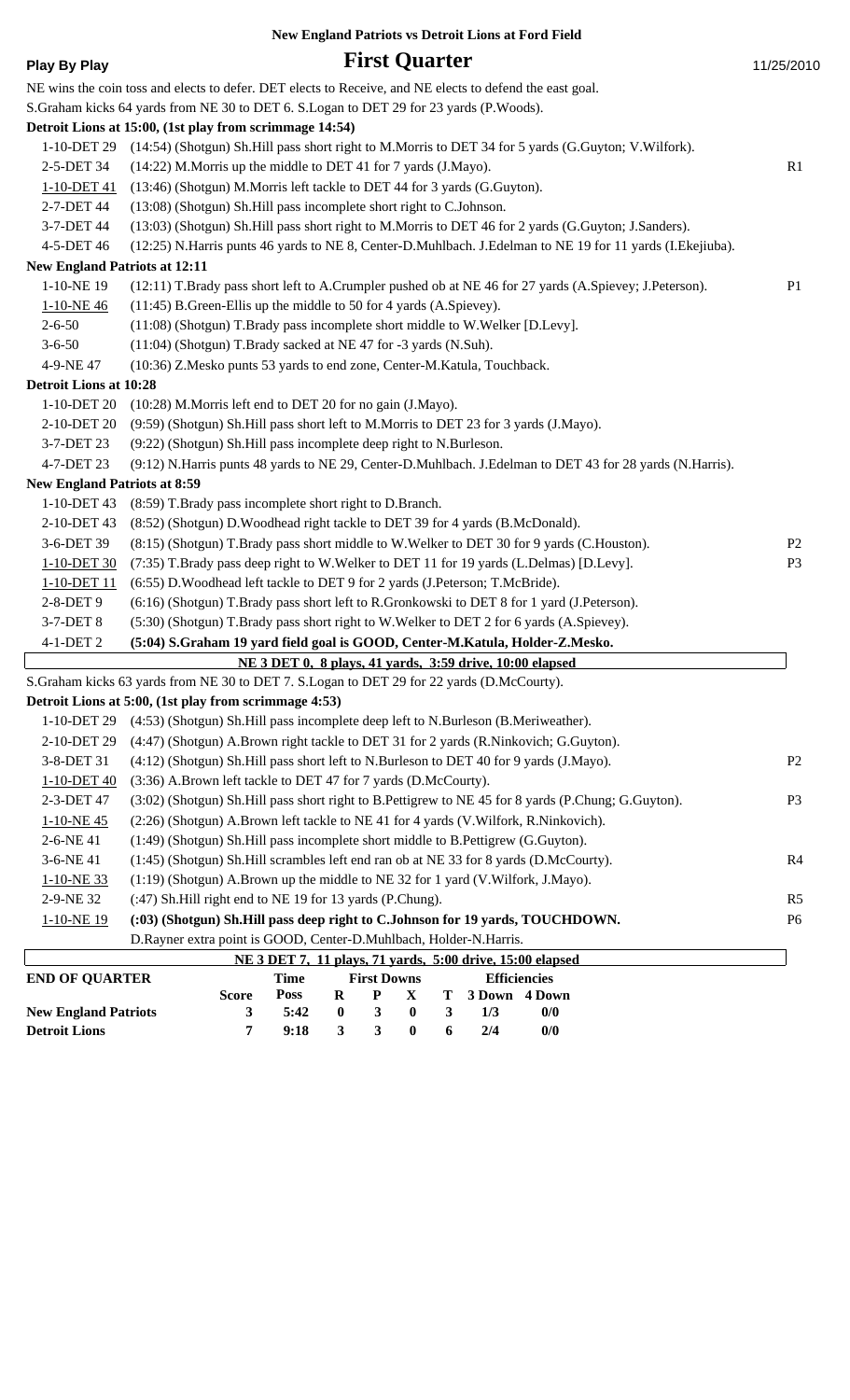**New England Patriots vs Detroit Lions at Ford Field**

**Play By Play** — **First Quarter** — 11/25/2010

NE wins the coin toss and elects to defer. DET elects to Receive, and NE elects to defend the east goal.

S.Graham kicks 64 yards from NE 30 to DET 6. S.Logan to DET 29 for 23 yards (P.Woods).

**Detroit Lions at 15:00, (1st play from scrimmage 14:54)**

| | | |
|---|---|---|
| 1-10-DET 29 | (14:54) (Shotgun) Sh.Hill pass short right to M.Morris to DET 34 for 5 yards (G.Guyton; V.Wilfork). | |
| 2-5-DET 34 | (14:22) M.Morris up the middle to DET 41 for 7 yards (J.Mayo). | R1 |
| 1-10-DET 41 | (13:46) (Shotgun) M.Morris left tackle to DET 44 for 3 yards (G.Guyton). | |
| 2-7-DET 44 | (13:08) (Shotgun) Sh.Hill pass incomplete short right to C.Johnson. | |
| 3-7-DET 44 | (13:03) (Shotgun) Sh.Hill pass short right to M.Morris to DET 46 for 2 yards (G.Guyton; J.Sanders). | |
| 4-5-DET 46 | (12:25) N.Harris punts 46 yards to NE 8, Center-D.Muhlbach. J.Edelman to NE 19 for 11 yards (I.Ekejiuba). | |

**New England Patriots at 12:11**

| | | |
|---|---|---|
| 1-10-NE 19 | (12:11) T.Brady pass short left to A.Crumpler pushed ob at NE 46 for 27 yards (A.Spievey; J.Peterson). | P1 |
| 1-10-NE 46 | (11:45) B.Green-Ellis up the middle to 50 for 4 yards (A.Spievey). | |
| 2-6-50 | (11:08) (Shotgun) T.Brady pass incomplete short middle to W.Welker [D.Levy]. | |
| 3-6-50 | (11:04) (Shotgun) T.Brady sacked at NE 47 for -3 yards (N.Suh). | |
| 4-9-NE 47 | (10:36) Z.Mesko punts 53 yards to end zone, Center-M.Katula, Touchback. | |

**Detroit Lions at 10:28**

| | | |
|---|---|---|
| 1-10-DET 20 | (10:28) M.Morris left end to DET 20 for no gain (J.Mayo). | |
| 2-10-DET 20 | (9:59) (Shotgun) Sh.Hill pass short left to M.Morris to DET 23 for 3 yards (J.Mayo). | |
| 3-7-DET 23 | (9:22) (Shotgun) Sh.Hill pass incomplete deep right to N.Burleson. | |
| 4-7-DET 23 | (9:12) N.Harris punts 48 yards to NE 29, Center-D.Muhlbach. J.Edelman to DET 43 for 28 yards (N.Harris). | |

**New England Patriots at 8:59**

| | | |
|---|---|---|
| 1-10-DET 43 | (8:59) T.Brady pass incomplete short right to D.Branch. | |
| 2-10-DET 43 | (8:52) (Shotgun) D.Woodhead right tackle to DET 39 for 4 yards (B.McDonald). | |
| 3-6-DET 39 | (8:15) (Shotgun) T.Brady pass short middle to W.Welker to DET 30 for 9 yards (C.Houston). | P2 |
| 1-10-DET 30 | (7:35) T.Brady pass deep right to W.Welker to DET 11 for 19 yards (L.Delmas) [D.Levy]. | P3 |
| 1-10-DET 11 | (6:55) D.Woodhead left tackle to DET 9 for 2 yards (J.Peterson; T.McBride). | |
| 2-8-DET 9 | (6:16) (Shotgun) T.Brady pass short left to R.Gronkowski to DET 8 for 1 yard (J.Peterson). | |
| 3-7-DET 8 | (5:30) (Shotgun) T.Brady pass short right to W.Welker to DET 2 for 6 yards (A.Spievey). | |
| 4-1-DET 2 | **(5:04) S.Graham 19 yard field goal is GOOD, Center-M.Katula, Holder-Z.Mesko.** | |

**NE 3 DET 0, 8 plays, 41 yards, 3:59 drive, 10:00 elapsed**

S.Graham kicks 63 yards from NE 30 to DET 7. S.Logan to DET 29 for 22 yards (D.McCourty).

**Detroit Lions at 5:00, (1st play from scrimmage 4:53)**

| | | |
|---|---|---|
| 1-10-DET 29 | (4:53) (Shotgun) Sh.Hill pass incomplete deep left to N.Burleson (B.Meriweather). | |
| 2-10-DET 29 | (4:47) (Shotgun) A.Brown right tackle to DET 31 for 2 yards (R.Ninkovich; G.Guyton). | |
| 3-8-DET 31 | (4:12) (Shotgun) Sh.Hill pass short left to N.Burleson to DET 40 for 9 yards (J.Mayo). | P2 |
| 1-10-DET 40 | (3:36) A.Brown left tackle to DET 47 for 7 yards (D.McCourty). | |
| 2-3-DET 47 | (3:02) (Shotgun) Sh.Hill pass short right to B.Pettigrew to NE 45 for 8 yards (P.Chung; G.Guyton). | P3 |
| 1-10-NE 45 | (2:26) (Shotgun) A.Brown left tackle to NE 41 for 4 yards (V.Wilfork, R.Ninkovich). | |
| 2-6-NE 41 | (1:49) (Shotgun) Sh.Hill pass incomplete short middle to B.Pettigrew (G.Guyton). | |
| 3-6-NE 41 | (1:45) (Shotgun) Sh.Hill scrambles left end ran ob at NE 33 for 8 yards (D.McCourty). | R4 |
| 1-10-NE 33 | (1:19) (Shotgun) A.Brown up the middle to NE 32 for 1 yard (V.Wilfork, J.Mayo). | |
| 2-9-NE 32 | (:47) Sh.Hill right end to NE 19 for 13 yards (P.Chung). | R5 |
| 1-10-NE 19 | **(:03) (Shotgun) Sh.Hill pass deep right to C.Johnson for 19 yards, TOUCHDOWN.** | P6 |
| | D.Rayner extra point is GOOD, Center-D.Muhlbach, Holder-N.Harris. | |

**NE 3 DET 7, 11 plays, 71 yards, 5:00 drive, 15:00 elapsed**

| END OF QUARTER | Score | Time Poss | First Downs R | First Downs P | First Downs X | First Downs T | Efficiencies 3 Down | Efficiencies 4 Down |
|---|---|---|---|---|---|---|---|---|
| **New England Patriots** | 3 | 5:42 | 0 | 3 | 0 | 3 | 1/3 | 0/0 |
| **Detroit Lions** | 7 | 9:18 | 3 | 3 | 0 | 6 | 2/4 | 0/0 |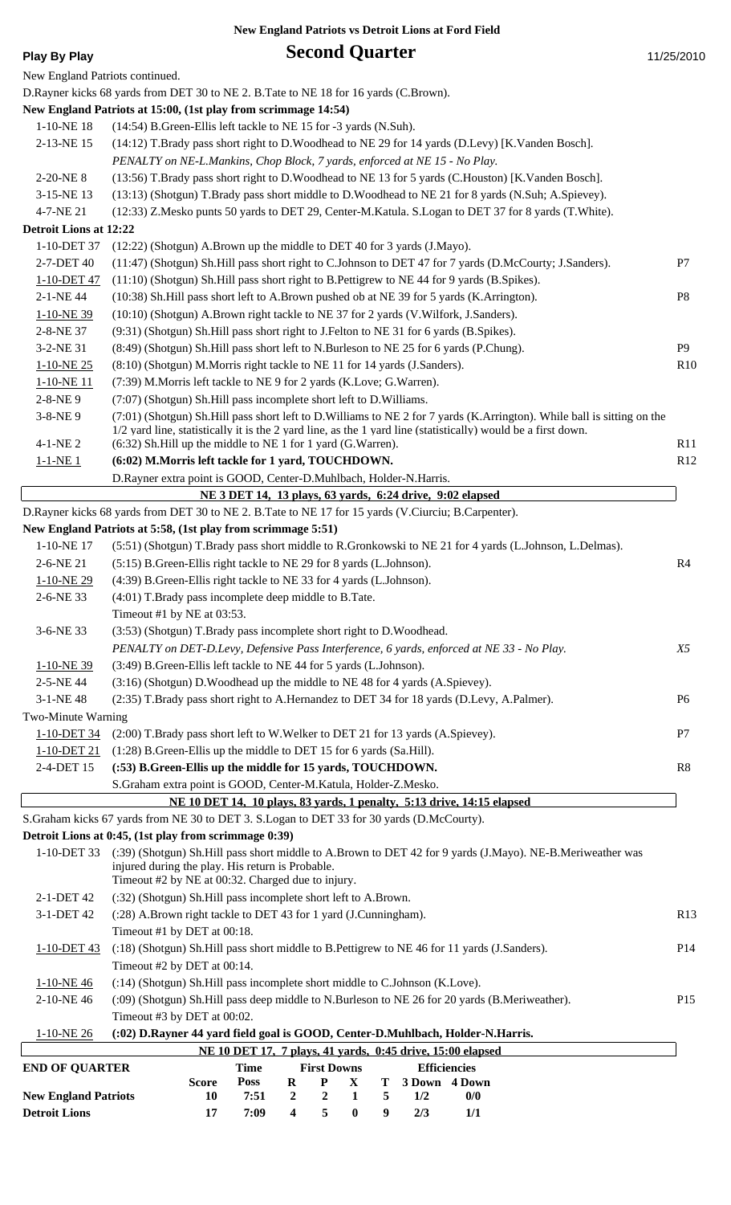**New England Patriots vs Detroit Lions at Ford Field**

**Play By Play** **Second Quarter** 11/25/2010

New England Patriots continued.

D.Rayner kicks 68 yards from DET 30 to NE 2. B.Tate to NE 18 for 16 yards (C.Brown).

**New England Patriots at 15:00, (1st play from scrimmage 14:54)**

| | | |
|---|---|---|
| 1-10-NE 18 | (14:54) B.Green-Ellis left tackle to NE 15 for -3 yards (N.Suh). | |
| 2-13-NE 15 | (14:12) T.Brady pass short right to D.Woodhead to NE 29 for 14 yards (D.Levy) [K.Vanden Bosch]. | |
| | *PENALTY on NE-L.Mankins, Chop Block, 7 yards, enforced at NE 15 - No Play.* | |
| 2-20-NE 8 | (13:56) T.Brady pass short right to D.Woodhead to NE 13 for 5 yards (C.Houston) [K.Vanden Bosch]. | |
| 3-15-NE 13 | (13:13) (Shotgun) T.Brady pass short middle to D.Woodhead to NE 21 for 8 yards (N.Suh; A.Spievey). | |
| 4-7-NE 21 | (12:33) Z.Mesko punts 50 yards to DET 29, Center-M.Katula. S.Logan to DET 37 for 8 yards (T.White). | |

**Detroit Lions at 12:22**

| | | |
|---|---|---|
| 1-10-DET 37 | (12:22) (Shotgun) A.Brown up the middle to DET 40 for 3 yards (J.Mayo). | |
| 2-7-DET 40 | (11:47) (Shotgun) Sh.Hill pass short right to C.Johnson to DET 47 for 7 yards (D.McCourty; J.Sanders). | P7 |
| 1-10-DET 47 | (11:10) (Shotgun) Sh.Hill pass short right to B.Pettigrew to NE 44 for 9 yards (B.Spikes). | |
| 2-1-NE 44 | (10:38) Sh.Hill pass short left to A.Brown pushed ob at NE 39 for 5 yards (K.Arrington). | P8 |
| 1-10-NE 39 | (10:10) (Shotgun) A.Brown right tackle to NE 37 for 2 yards (V.Wilfork, J.Sanders). | |
| 2-8-NE 37 | (9:31) (Shotgun) Sh.Hill pass short right to J.Felton to NE 31 for 6 yards (B.Spikes). | |
| 3-2-NE 31 | (8:49) (Shotgun) Sh.Hill pass short left to N.Burleson to NE 25 for 6 yards (P.Chung). | P9 |
| 1-10-NE 25 | (8:10) (Shotgun) M.Morris right tackle to NE 11 for 14 yards (J.Sanders). | R10 |
| 1-10-NE 11 | (7:39) M.Morris left tackle to NE 9 for 2 yards (K.Love; G.Warren). | |
| 2-8-NE 9 | (7:07) (Shotgun) Sh.Hill pass incomplete short left to D.Williams. | |
| 3-8-NE 9 | (7:01) (Shotgun) Sh.Hill pass short left to D.Williams to NE 2 for 7 yards (K.Arrington). While ball is sitting on the 1/2 yard line, statistically it is the 2 yard line, as the 1 yard line (statistically) would be a first down. | |
| 4-1-NE 2 | (6:32) Sh.Hill up the middle to NE 1 for 1 yard (G.Warren). | R11 |
| 1-1-NE 1 | **(6:02) M.Morris left tackle for 1 yard, TOUCHDOWN.** | R12 |
| | D.Rayner extra point is GOOD, Center-D.Muhlbach, Holder-N.Harris. | |

**NE 3 DET 14, 13 plays, 63 yards, 6:24 drive, 9:02 elapsed**

D.Rayner kicks 68 yards from DET 30 to NE 2. B.Tate to NE 17 for 15 yards (V.Ciurciu; B.Carpenter).

**New England Patriots at 5:58, (1st play from scrimmage 5:51)**

| | | |
|---|---|---|
| 1-10-NE 17 | (5:51) (Shotgun) T.Brady pass short middle to R.Gronkowski to NE 21 for 4 yards (L.Johnson, L.Delmas). | |
| 2-6-NE 21 | (5:15) B.Green-Ellis right tackle to NE 29 for 8 yards (L.Johnson). | R4 |
| 1-10-NE 29 | (4:39) B.Green-Ellis right tackle to NE 33 for 4 yards (L.Johnson). | |
| 2-6-NE 33 | (4:01) T.Brady pass incomplete deep middle to B.Tate. | |
| | Timeout #1 by NE at 03:53. | |
| 3-6-NE 33 | (3:53) (Shotgun) T.Brady pass incomplete short right to D.Woodhead. | |
| | *PENALTY on DET-D.Levy, Defensive Pass Interference, 6 yards, enforced at NE 33 - No Play.* | *X5* |
| 1-10-NE 39 | (3:49) B.Green-Ellis left tackle to NE 44 for 5 yards (L.Johnson). | |
| 2-5-NE 44 | (3:16) (Shotgun) D.Woodhead up the middle to NE 48 for 4 yards (A.Spievey). | |
| 3-1-NE 48 | (2:35) T.Brady pass short right to A.Hernandez to DET 34 for 18 yards (D.Levy, A.Palmer). | P6 |
| Two-Minute Warning | | |
| 1-10-DET 34 | (2:00) T.Brady pass short left to W.Welker to DET 21 for 13 yards (A.Spievey). | P7 |
| 1-10-DET 21 | (1:28) B.Green-Ellis up the middle to DET 15 for 6 yards (Sa.Hill). | |
| 2-4-DET 15 | **(:53) B.Green-Ellis up the middle for 15 yards, TOUCHDOWN.** | R8 |
| | S.Graham extra point is GOOD, Center-M.Katula, Holder-Z.Mesko. | |

**NE 10 DET 14, 10 plays, 83 yards, 1 penalty, 5:13 drive, 14:15 elapsed**

S.Graham kicks 67 yards from NE 30 to DET 3. S.Logan to DET 33 for 30 yards (D.McCourty).

**Detroit Lions at 0:45, (1st play from scrimmage 0:39)**

| | | |
|---|---|---|
| 1-10-DET 33 | (:39) (Shotgun) Sh.Hill pass short middle to A.Brown to DET 42 for 9 yards (J.Mayo). NE-B.Meriweather was injured during the play. His return is Probable. Timeout #2 by NE at 00:32. Charged due to injury. | |
| 2-1-DET 42 | (:32) (Shotgun) Sh.Hill pass incomplete short left to A.Brown. | |
| 3-1-DET 42 | (:28) A.Brown right tackle to DET 43 for 1 yard (J.Cunningham). | R13 |
| | Timeout #1 by DET at 00:18. | |
| 1-10-DET 43 | (:18) (Shotgun) Sh.Hill pass short middle to B.Pettigrew to NE 46 for 11 yards (J.Sanders). | P14 |
| | Timeout #2 by DET at 00:14. | |
| 1-10-NE 46 | (:14) (Shotgun) Sh.Hill pass incomplete short middle to C.Johnson (K.Love). | |
| 2-10-NE 46 | (:09) (Shotgun) Sh.Hill pass deep middle to N.Burleson to NE 26 for 20 yards (B.Meriweather). | P15 |
| | Timeout #3 by DET at 00:02. | |
| 1-10-NE 26 | **(:02) D.Rayner 44 yard field goal is GOOD, Center-D.Muhlbach, Holder-N.Harris.** | |

**NE 10 DET 17, 7 plays, 41 yards, 0:45 drive, 15:00 elapsed**

| END OF QUARTER | Score | Time Poss | First Downs R | First Downs P | First Downs X | First Downs T | Efficiencies 3 Down | Efficiencies 4 Down |
|---|---|---|---|---|---|---|---|---|
| **New England Patriots** | 10 | 7:51 | 2 | 2 | 1 | 5 | 1/2 | 0/0 |
| **Detroit Lions** | 17 | 7:09 | 4 | 5 | 0 | 9 | 2/3 | 1/1 |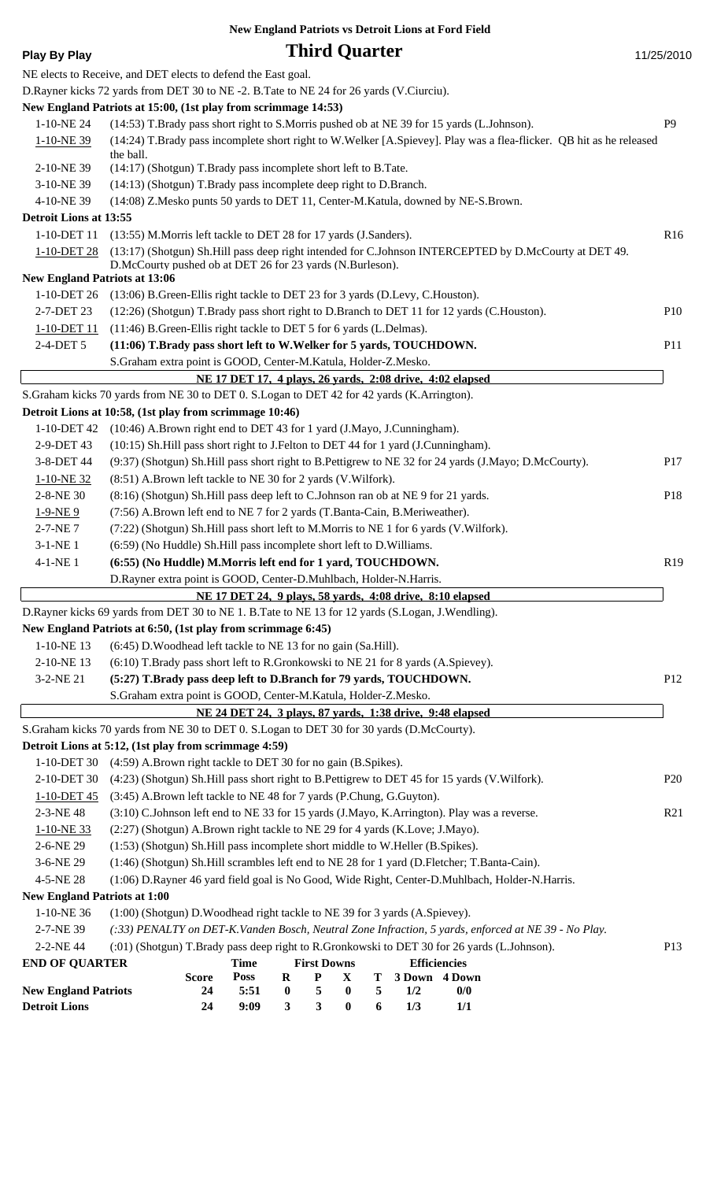**New England Patriots vs Detroit Lions at Ford Field**

**Play By Play** | **Third Quarter** | 11/25/2010

NE elects to Receive, and DET elects to defend the East goal.

D.Rayner kicks 72 yards from DET 30 to NE -2. B.Tate to NE 24 for 26 yards (V.Ciurciu).

**New England Patriots at 15:00, (1st play from scrimmage 14:53)**

| | | |
|---|---|---|
| 1-10-NE 24 | (14:53) T.Brady pass short right to S.Morris pushed ob at NE 39 for 15 yards (L.Johnson). | P9 |
| 1-10-NE 39 | (14:24) T.Brady pass incomplete short right to W.Welker [A.Spievey]. Play was a flea-flicker. QB hit as he released the ball. | |
| 2-10-NE 39 | (14:17) (Shotgun) T.Brady pass incomplete short left to B.Tate. | |
| 3-10-NE 39 | (14:13) (Shotgun) T.Brady pass incomplete deep right to D.Branch. | |
| 4-10-NE 39 | (14:08) Z.Mesko punts 50 yards to DET 11, Center-M.Katula, downed by NE-S.Brown. | |

**Detroit Lions at 13:55**

| | | |
|---|---|---|
| 1-10-DET 11 | (13:55) M.Morris left tackle to DET 28 for 17 yards (J.Sanders). | R16 |
| 1-10-DET 28 | (13:17) (Shotgun) Sh.Hill pass deep right intended for C.Johnson INTERCEPTED by D.McCourty at DET 49. D.McCourty pushed ob at DET 26 for 23 yards (N.Burleson). | |

**New England Patriots at 13:06**

| | | |
|---|---|---|
| 1-10-DET 26 | (13:06) B.Green-Ellis right tackle to DET 23 for 3 yards (D.Levy, C.Houston). | |
| 2-7-DET 23 | (12:26) (Shotgun) T.Brady pass short right to D.Branch to DET 11 for 12 yards (C.Houston). | P10 |
| 1-10-DET 11 | (11:46) B.Green-Ellis right tackle to DET 5 for 6 yards (L.Delmas). | |
| 2-4-DET 5 | **(11:06) T.Brady pass short left to W.Welker for 5 yards, TOUCHDOWN.** | P11 |
| | S.Graham extra point is GOOD, Center-M.Katula, Holder-Z.Mesko. | |

**NE 17 DET 17, 4 plays, 26 yards, 2:08 drive, 4:02 elapsed**

S.Graham kicks 70 yards from NE 30 to DET 0. S.Logan to DET 42 for 42 yards (K.Arrington).

**Detroit Lions at 10:58, (1st play from scrimmage 10:46)**

| | | |
|---|---|---|
| 1-10-DET 42 | (10:46) A.Brown right end to DET 43 for 1 yard (J.Mayo, J.Cunningham). | |
| 2-9-DET 43 | (10:15) Sh.Hill pass short right to J.Felton to DET 44 for 1 yard (J.Cunningham). | |
| 3-8-DET 44 | (9:37) (Shotgun) Sh.Hill pass short right to B.Pettigrew to NE 32 for 24 yards (J.Mayo; D.McCourty). | P17 |
| 1-10-NE 32 | (8:51) A.Brown left tackle to NE 30 for 2 yards (V.Wilfork). | |
| 2-8-NE 30 | (8:16) (Shotgun) Sh.Hill pass deep left to C.Johnson ran ob at NE 9 for 21 yards. | P18 |
| 1-9-NE 9 | (7:56) A.Brown left end to NE 7 for 2 yards (T.Banta-Cain, B.Meriweather). | |
| 2-7-NE 7 | (7:22) (Shotgun) Sh.Hill pass short left to M.Morris to NE 1 for 6 yards (V.Wilfork). | |
| 3-1-NE 1 | (6:59) (No Huddle) Sh.Hill pass incomplete short left to D.Williams. | |
| 4-1-NE 1 | **(6:55) (No Huddle) M.Morris left end for 1 yard, TOUCHDOWN.** | R19 |
| | D.Rayner extra point is GOOD, Center-D.Muhlbach, Holder-N.Harris. | |

**NE 17 DET 24, 9 plays, 58 yards, 4:08 drive, 8:10 elapsed**

D.Rayner kicks 69 yards from DET 30 to NE 1. B.Tate to NE 13 for 12 yards (S.Logan, J.Wendling).

**New England Patriots at 6:50, (1st play from scrimmage 6:45)**

| | | |
|---|---|---|
| 1-10-NE 13 | (6:45) D.Woodhead left tackle to NE 13 for no gain (Sa.Hill). | |
| 2-10-NE 13 | (6:10) T.Brady pass short left to R.Gronkowski to NE 21 for 8 yards (A.Spievey). | |
| 3-2-NE 21 | **(5:27) T.Brady pass deep left to D.Branch for 79 yards, TOUCHDOWN.** | P12 |
| | S.Graham extra point is GOOD, Center-M.Katula, Holder-Z.Mesko. | |

**NE 24 DET 24, 3 plays, 87 yards, 1:38 drive, 9:48 elapsed**

S.Graham kicks 70 yards from NE 30 to DET 0. S.Logan to DET 30 for 30 yards (D.McCourty).

**Detroit Lions at 5:12, (1st play from scrimmage 4:59)**

| | | |
|---|---|---|
| 1-10-DET 30 | (4:59) A.Brown right tackle to DET 30 for no gain (B.Spikes). | |
| 2-10-DET 30 | (4:23) (Shotgun) Sh.Hill pass short right to B.Pettigrew to DET 45 for 15 yards (V.Wilfork). | P20 |
| 1-10-DET 45 | (3:45) A.Brown left tackle to NE 48 for 7 yards (P.Chung, G.Guyton). | |
| 2-3-NE 48 | (3:10) C.Johnson left end to NE 33 for 15 yards (J.Mayo, K.Arrington). Play was a reverse. | R21 |
| 1-10-NE 33 | (2:27) (Shotgun) A.Brown right tackle to NE 29 for 4 yards (K.Love; J.Mayo). | |
| 2-6-NE 29 | (1:53) (Shotgun) Sh.Hill pass incomplete short middle to W.Heller (B.Spikes). | |
| 3-6-NE 29 | (1:46) (Shotgun) Sh.Hill scrambles left end to NE 28 for 1 yard (D.Fletcher; T.Banta-Cain). | |
| 4-5-NE 28 | (1:06) D.Rayner 46 yard field goal is No Good, Wide Right, Center-D.Muhlbach, Holder-N.Harris. | |

**New England Patriots at 1:00**

| | | |
|---|---|---|
| 1-10-NE 36 | (1:00) (Shotgun) D.Woodhead right tackle to NE 39 for 3 yards (A.Spievey). | |
| 2-7-NE 39 | *(:33) PENALTY on DET-K.Vanden Bosch, Neutral Zone Infraction, 5 yards, enforced at NE 39 - No Play.* | |
| 2-2-NE 44 | (:01) (Shotgun) T.Brady pass deep right to R.Gronkowski to DET 30 for 26 yards (L.Johnson). | P13 |

| END OF QUARTER | Score | Time Poss | First Downs R | P | X | T | Efficiencies 3 Down | 4 Down |
|---|---|---|---|---|---|---|---|---|
| New England Patriots | 24 | 5:51 | 0 | 5 | 0 | 5 | 1/2 | 0/0 |
| Detroit Lions | 24 | 9:09 | 3 | 3 | 0 | 6 | 1/3 | 1/1 |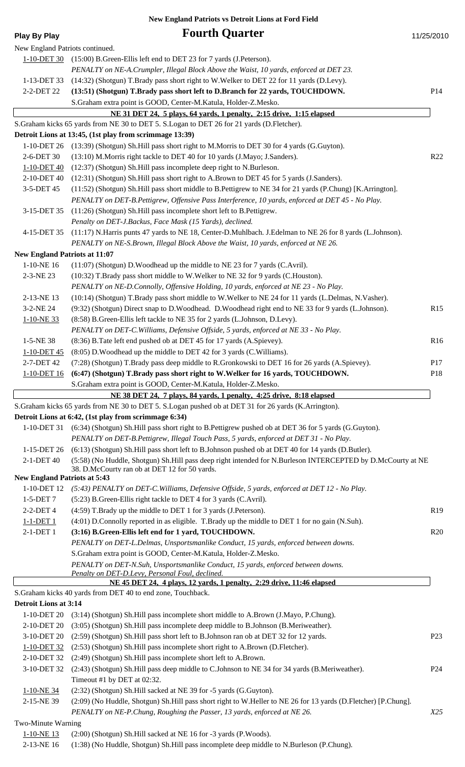**New England Patriots vs Detroit Lions at Ford Field**

**Play By Play** — **Fourth Quarter** — 11/25/2010

New England Patriots continued.

| | | |
|---|---|---|
| 1-10-DET 30 | (15:00) B.Green-Ellis left end to DET 23 for 7 yards (J.Peterson). | |
| | *PENALTY on NE-A.Crumpler, Illegal Block Above the Waist, 10 yards, enforced at DET 23.* | |
| 1-13-DET 33 | (14:32) (Shotgun) T.Brady pass short right to W.Welker to DET 22 for 11 yards (D.Levy). | |
| 2-2-DET 22 | **(13:51) (Shotgun) T.Brady pass short left to D.Branch for 22 yards, TOUCHDOWN.** | P14 |
| | S.Graham extra point is GOOD, Center-M.Katula, Holder-Z.Mesko. | |
| | **NE 31 DET 24, 5 plays, 64 yards, 1 penalty, 2:15 drive, 1:15 elapsed** | |
| | S.Graham kicks 65 yards from NE 30 to DET 5. S.Logan to DET 26 for 21 yards (D.Fletcher). | |

**Detroit Lions at 13:45, (1st play from scrimmage 13:39)**

| | | |
|---|---|---|
| 1-10-DET 26 | (13:39) (Shotgun) Sh.Hill pass short right to M.Morris to DET 30 for 4 yards (G.Guyton). | |
| 2-6-DET 30 | (13:10) M.Morris right tackle to DET 40 for 10 yards (J.Mayo; J.Sanders). | R22 |
| 1-10-DET 40 | (12:37) (Shotgun) Sh.Hill pass incomplete deep right to N.Burleson. | |
| 2-10-DET 40 | (12:31) (Shotgun) Sh.Hill pass short right to A.Brown to DET 45 for 5 yards (J.Sanders). | |
| 3-5-DET 45 | (11:52) (Shotgun) Sh.Hill pass short middle to B.Pettigrew to NE 34 for 21 yards (P.Chung) [K.Arrington]. | |
| | *PENALTY on DET-B.Pettigrew, Offensive Pass Interference, 10 yards, enforced at DET 45 - No Play.* | |
| 3-15-DET 35 | (11:26) (Shotgun) Sh.Hill pass incomplete short left to B.Pettigrew. | |
| | *Penalty on DET-J.Backus, Face Mask (15 Yards), declined.* | |
| 4-15-DET 35 | (11:17) N.Harris punts 47 yards to NE 18, Center-D.Muhlbach. J.Edelman to NE 26 for 8 yards (L.Johnson). | |
| | *PENALTY on NE-S.Brown, Illegal Block Above the Waist, 10 yards, enforced at NE 26.* | |

**New England Patriots at 11:07**

| | | |
|---|---|---|
| 1-10-NE 16 | (11:07) (Shotgun) D.Woodhead up the middle to NE 23 for 7 yards (C.Avril). | |
| 2-3-NE 23 | (10:32) T.Brady pass short middle to W.Welker to NE 32 for 9 yards (C.Houston). | |
| | *PENALTY on NE-D.Connolly, Offensive Holding, 10 yards, enforced at NE 23 - No Play.* | |
| 2-13-NE 13 | (10:14) (Shotgun) T.Brady pass short middle to W.Welker to NE 24 for 11 yards (L.Delmas, N.Vasher). | |
| 3-2-NE 24 | (9:32) (Shotgun) Direct snap to D.Woodhead. D.Woodhead right end to NE 33 for 9 yards (L.Johnson). | R15 |
| 1-10-NE 33 | (8:58) B.Green-Ellis left tackle to NE 35 for 2 yards (L.Johnson, D.Levy). | |
| | *PENALTY on DET-C.Williams, Defensive Offside, 5 yards, enforced at NE 33 - No Play.* | |
| 1-5-NE 38 | (8:36) B.Tate left end pushed ob at DET 45 for 17 yards (A.Spievey). | R16 |
| 1-10-DET 45 | (8:05) D.Woodhead up the middle to DET 42 for 3 yards (C.Williams). | |
| 2-7-DET 42 | (7:28) (Shotgun) T.Brady pass deep middle to R.Gronkowski to DET 16 for 26 yards (A.Spievey). | P17 |
| 1-10-DET 16 | **(6:47) (Shotgun) T.Brady pass short right to W.Welker for 16 yards, TOUCHDOWN.** | P18 |
| | S.Graham extra point is GOOD, Center-M.Katula, Holder-Z.Mesko. | |
| | **NE 38 DET 24, 7 plays, 84 yards, 1 penalty, 4:25 drive, 8:18 elapsed** | |
| | S.Graham kicks 65 yards from NE 30 to DET 5. S.Logan pushed ob at DET 31 for 26 yards (K.Arrington). | |

**Detroit Lions at 6:42, (1st play from scrimmage 6:34)**

| | | |
|---|---|---|
| 1-10-DET 31 | (6:34) (Shotgun) Sh.Hill pass short right to B.Pettigrew pushed ob at DET 36 for 5 yards (G.Guyton). | |
| | *PENALTY on DET-B.Pettigrew, Illegal Touch Pass, 5 yards, enforced at DET 31 - No Play.* | |
| 1-15-DET 26 | (6:13) (Shotgun) Sh.Hill pass short left to B.Johnson pushed ob at DET 40 for 14 yards (D.Butler). | |
| 2-1-DET 40 | (5:58) (No Huddle, Shotgun) Sh.Hill pass deep right intended for N.Burleson INTERCEPTED by D.McCourty at NE 38. D.McCourty ran ob at DET 12 for 50 yards. | |

**New England Patriots at 5:43**

| | | |
|---|---|---|
| 1-10-DET 12 | *(5:43) PENALTY on DET-C.Williams, Defensive Offside, 5 yards, enforced at DET 12 - No Play.* | |
| 1-5-DET 7 | (5:23) B.Green-Ellis right tackle to DET 4 for 3 yards (C.Avril). | |
| 2-2-DET 4 | (4:59) T.Brady up the middle to DET 1 for 3 yards (J.Peterson). | R19 |
| 1-1-DET 1 | (4:01) D.Connolly reported in as eligible. T.Brady up the middle to DET 1 for no gain (N.Suh). | |
| 2-1-DET 1 | **(3:16) B.Green-Ellis left end for 1 yard, TOUCHDOWN.** | R20 |
| | *PENALTY on DET-L.Delmas, Unsportsmanlike Conduct, 15 yards, enforced between downs.* | |
| | S.Graham extra point is GOOD, Center-M.Katula, Holder-Z.Mesko. | |
| | *PENALTY on DET-N.Suh, Unsportsmanlike Conduct, 15 yards, enforced between downs.* | |
| | *Penalty on DET-D.Levy, Personal Foul, declined.* | |
| | **NE 45 DET 24, 4 plays, 12 yards, 1 penalty, 2:29 drive, 11:46 elapsed** | |
| | S.Graham kicks 40 yards from DET 40 to end zone, Touchback. | |

**Detroit Lions at 3:14**

| | | |
|---|---|---|
| 1-10-DET 20 | (3:14) (Shotgun) Sh.Hill pass incomplete short middle to A.Brown (J.Mayo, P.Chung). | |
| 2-10-DET 20 | (3:05) (Shotgun) Sh.Hill pass incomplete deep middle to B.Johnson (B.Meriweather). | |
| 3-10-DET 20 | (2:59) (Shotgun) Sh.Hill pass short left to B.Johnson ran ob at DET 32 for 12 yards. | P23 |
| 1-10-DET 32 | (2:53) (Shotgun) Sh.Hill pass incomplete short right to A.Brown (D.Fletcher). | |
| 2-10-DET 32 | (2:49) (Shotgun) Sh.Hill pass incomplete short left to A.Brown. | |
| 3-10-DET 32 | (2:43) (Shotgun) Sh.Hill pass deep middle to C.Johnson to NE 34 for 34 yards (B.Meriweather). | P24 |
| | Timeout #1 by DET at 02:32. | |
| 1-10-NE 34 | (2:32) (Shotgun) Sh.Hill sacked at NE 39 for -5 yards (G.Guyton). | |
| 2-15-NE 39 | (2:09) (No Huddle, Shotgun) Sh.Hill pass short right to W.Heller to NE 26 for 13 yards (D.Fletcher) [P.Chung]. | |
| | *PENALTY on NE-P.Chung, Roughing the Passer, 13 yards, enforced at NE 26.* | *X25* |

Two-Minute Warning

| | | |
|---|---|---|
| 1-10-NE 13 | (2:00) (Shotgun) Sh.Hill sacked at NE 16 for -3 yards (P.Woods). | |
| 2-13-NE 16 | (1:38) (No Huddle, Shotgun) Sh.Hill pass incomplete deep middle to N.Burleson (P.Chung). | |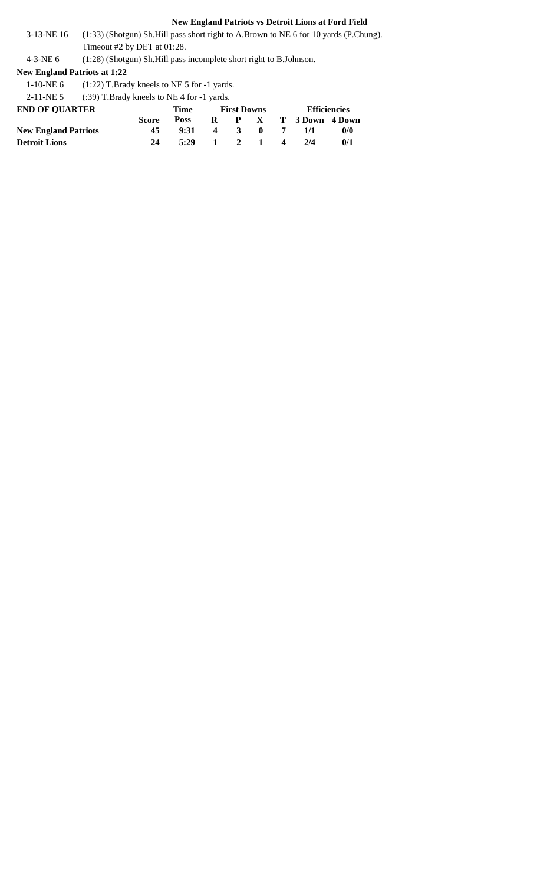| | |
|---|---|
| 3-13-NE 16 | (1:33) (Shotgun) Sh.Hill pass short right to A.Brown to NE 6 for 10 yards (P.Chung). |
| | Timeout #2 by DET at 01:28. |
| 4-3-NE 6 | (1:28) (Shotgun) Sh.Hill pass incomplete short right to B.Johnson. |

**New England Patriots at 1:22**

| | |
|---|---|
| 1-10-NE 6 | (1:22) T.Brady kneels to NE 5 for -1 yards. |
| 2-11-NE 5 | (:39) T.Brady kneels to NE 4 for -1 yards. |

| END OF QUARTER | | Time | First Downs | | | | Efficiencies | |
|---|---|---|---|---|---|---|---|---|
| | Score | Poss | R | P | X | T | 3 Down | 4 Down |
| New England Patriots | 45 | 9:31 | 4 | 3 | 0 | 7 | 1/1 | 0/0 |
| Detroit Lions | 24 | 5:29 | 1 | 2 | 1 | 4 | 2/4 | 0/1 |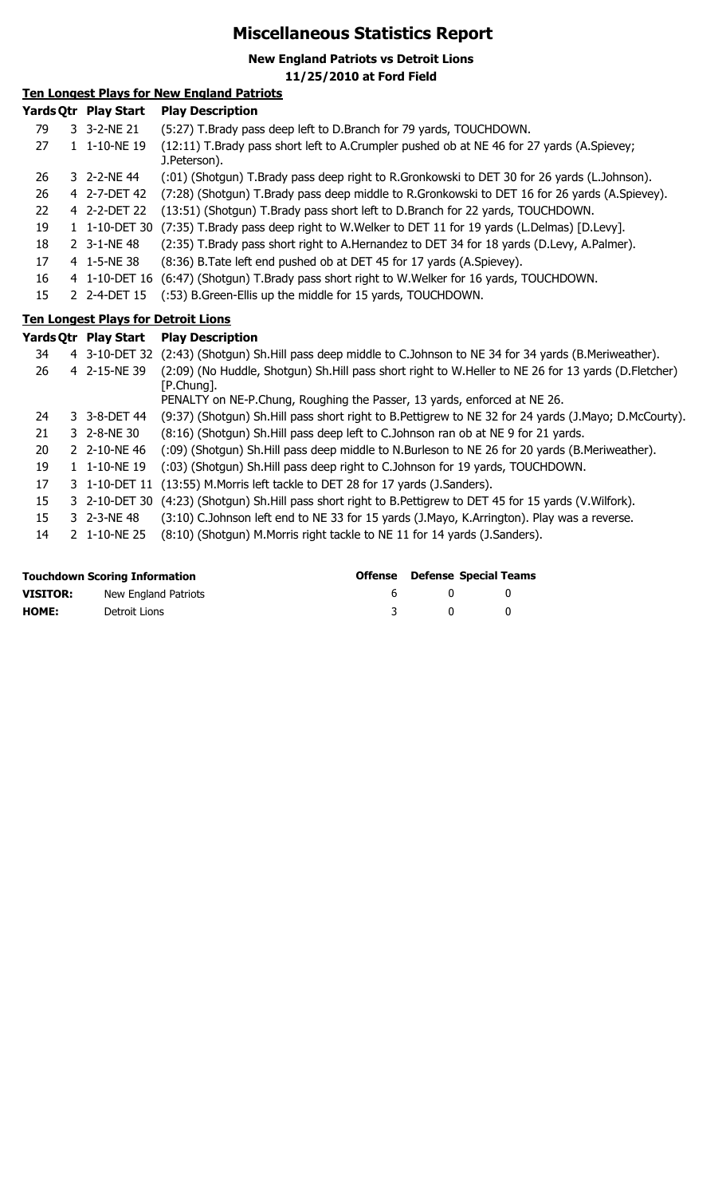# Miscellaneous Statistics Report

**New England Patriots vs Detroit Lions**

**11/25/2010 at Ford Field**

## Ten Longest Plays for New England Patriots

| Yards | Qtr | Play Start | Play Description |
|---|---|---|---|
| 79 | 3 | 3-2-NE 21 | (5:27) T.Brady pass deep left to D.Branch for 79 yards, TOUCHDOWN. |
| 27 | 1 | 1-10-NE 19 | (12:11) T.Brady pass short left to A.Crumpler pushed ob at NE 46 for 27 yards (A.Spievey; J.Peterson). |
| 26 | 3 | 2-2-NE 44 | (:01) (Shotgun) T.Brady pass deep right to R.Gronkowski to DET 30 for 26 yards (L.Johnson). |
| 26 | 4 | 2-7-DET 42 | (7:28) (Shotgun) T.Brady pass deep middle to R.Gronkowski to DET 16 for 26 yards (A.Spievey). |
| 22 | 4 | 2-2-DET 22 | (13:51) (Shotgun) T.Brady pass short left to D.Branch for 22 yards, TOUCHDOWN. |
| 19 | 1 | 1-10-DET 30 | (7:35) T.Brady pass deep right to W.Welker to DET 11 for 19 yards (L.Delmas) [D.Levy]. |
| 18 | 2 | 3-1-NE 48 | (2:35) T.Brady pass short right to A.Hernandez to DET 34 for 18 yards (D.Levy, A.Palmer). |
| 17 | 4 | 1-5-NE 38 | (8:36) B.Tate left end pushed ob at DET 45 for 17 yards (A.Spievey). |
| 16 | 4 | 1-10-DET 16 | (6:47) (Shotgun) T.Brady pass short right to W.Welker for 16 yards, TOUCHDOWN. |
| 15 | 2 | 2-4-DET 15 | (:53) B.Green-Ellis up the middle for 15 yards, TOUCHDOWN. |

## Ten Longest Plays for Detroit Lions

| Yards | Qtr | Play Start | Play Description |
|---|---|---|---|
| 34 | 4 | 3-10-DET 32 | (2:43) (Shotgun) Sh.Hill pass deep middle to C.Johnson to NE 34 for 34 yards (B.Meriweather). |
| 26 | 4 | 2-15-NE 39 | (2:09) (No Huddle, Shotgun) Sh.Hill pass short right to W.Heller to NE 26 for 13 yards (D.Fletcher) [P.Chung]. PENALTY on NE-P.Chung, Roughing the Passer, 13 yards, enforced at NE 26. |
| 24 | 3 | 3-8-DET 44 | (9:37) (Shotgun) Sh.Hill pass short right to B.Pettigrew to NE 32 for 24 yards (J.Mayo; D.McCourty). |
| 21 | 3 | 2-8-NE 30 | (8:16) (Shotgun) Sh.Hill pass deep left to C.Johnson ran ob at NE 9 for 21 yards. |
| 20 | 2 | 2-10-NE 46 | (:09) (Shotgun) Sh.Hill pass deep middle to N.Burleson to NE 26 for 20 yards (B.Meriweather). |
| 19 | 1 | 1-10-NE 19 | (:03) (Shotgun) Sh.Hill pass deep right to C.Johnson for 19 yards, TOUCHDOWN. |
| 17 | 3 | 1-10-DET 11 | (13:55) M.Morris left tackle to DET 28 for 17 yards (J.Sanders). |
| 15 | 3 | 2-10-DET 30 | (4:23) (Shotgun) Sh.Hill pass short right to B.Pettigrew to DET 45 for 15 yards (V.Wilfork). |
| 15 | 3 | 2-3-NE 48 | (3:10) C.Johnson left end to NE 33 for 15 yards (J.Mayo, K.Arrington). Play was a reverse. |
| 14 | 2 | 1-10-NE 25 | (8:10) (Shotgun) M.Morris right tackle to NE 11 for 14 yards (J.Sanders). |

| Touchdown Scoring Information | | Offense | Defense | Special Teams |
|---|---|---|---|---|
| **VISITOR:** | New England Patriots | 6 | 0 | 0 |
| **HOME:** | Detroit Lions | 3 | 0 | 0 |